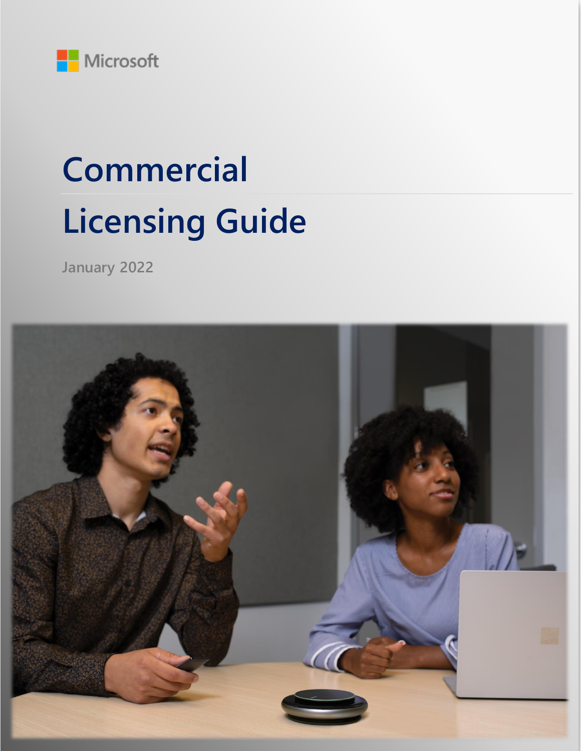Microsoft

# Commercial Licensing Guide

January 2022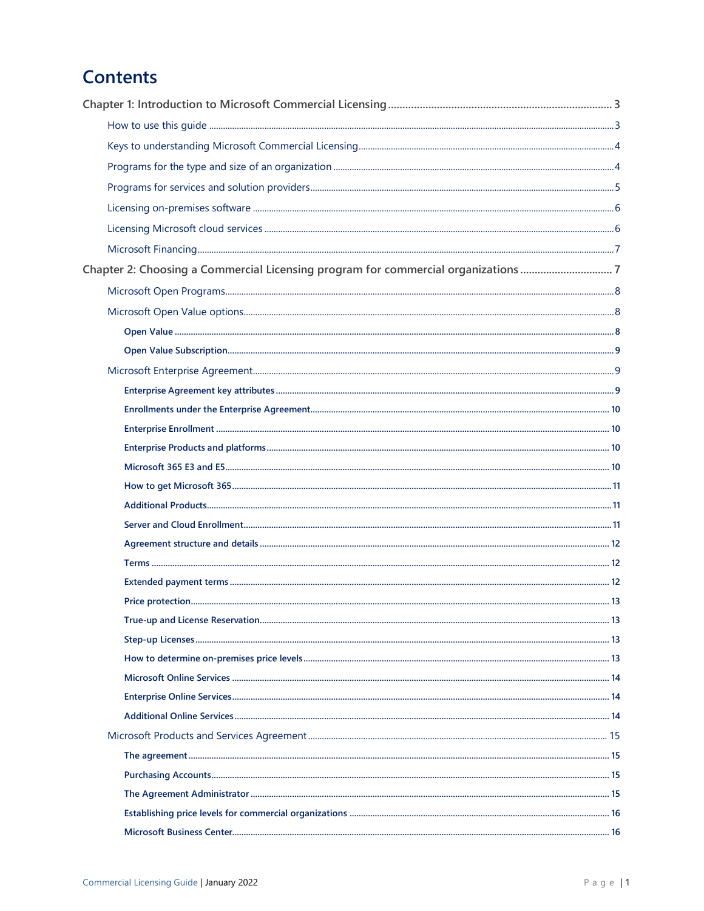# Contents

Chapter 1: Introduction to Microsoft Commercial Licensing ............................................................................. 3

- How to use this guide ............................................................................................................................................3
- Keys to understanding Microsoft Commercial Licensing.............................................................................................4
- Programs for the type and size of an organization .......................................................................................................4
- Programs for services and solution providers...................................................................................................................5
- Licensing on-premises software ..........................................................................................................................................6
- Licensing Microsoft cloud services ......................................................................................................................................6
- Microsoft Financing...................................................................................................................................................................7

Chapter 2: Choosing a Commercial Licensing program for commercial organizations ............................... 7

- Microsoft Open Programs......................................................................................................................................................8
- Microsoft Open Value options..............................................................................................................................................8
  - **Open Value** ........................................................................................................................................................................8
  - **Open Value Subscription**.....................................................................................................................................................9
- Microsoft Enterprise Agreement...........................................................................................................................................9
  - **Enterprise Agreement key attributes** .................................................................................................................................9
  - **Enrollments under the Enterprise Agreement**................................................................................................................ 10
  - **Enterprise Enrollment** ......................................................................................................................................................... 10
  - **Enterprise Products and platforms**.................................................................................................................................... 10
  - **Microsoft 365 E3 and E5**..................................................................................................................................................... 10
  - **How to get Microsoft 365**...................................................................................................................................................11
  - **Additional Products**.............................................................................................................................................................11
  - **Server and Cloud Enrollment**.............................................................................................................................................11
  - **Agreement structure and details** ...................................................................................................................................... 12
  - **Terms** ..................................................................................................................................................................................... 12
  - **Extended payment terms** ................................................................................................................................................... 12
  - **Price protection**................................................................................................................................................................... 13
  - **True-up and License Reservation**..................................................................................................................................... 13
  - **Step-up Licenses**.................................................................................................................................................................. 13
  - **How to determine on-premises price levels**.................................................................................................................... 13
  - **Microsoft Online Services** ................................................................................................................................................... 14
  - **Enterprise Online Services**.................................................................................................................................................. 14
  - **Additional Online Services**.................................................................................................................................................. 14
- Microsoft Products and Services Agreement ................................................................................................................. 15
  - **The agreement**..................................................................................................................................................................... 15
  - **Purchasing Accounts**........................................................................................................................................................... 15
  - **The Agreement Administrator** .......................................................................................................................................... 15
  - **Establishing price levels for commercial organizations** ................................................................................................ 16
  - **Microsoft Business Center**.................................................................................................................................................. 16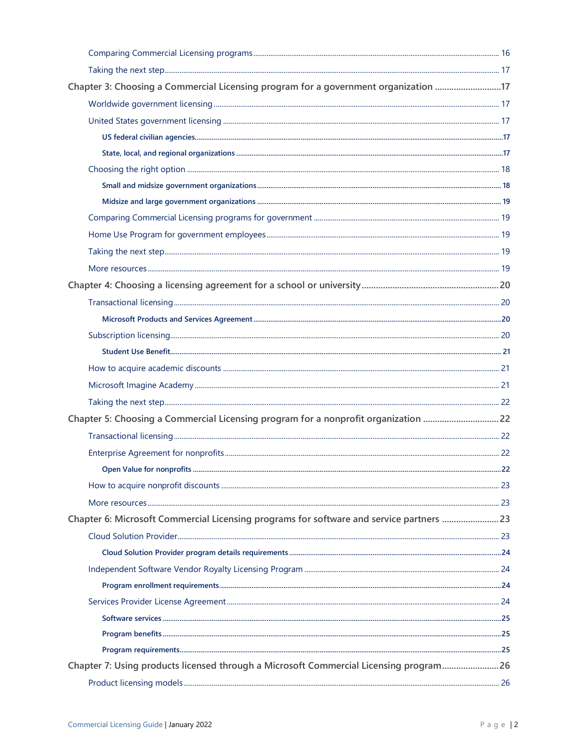- Comparing Commercial Licensing programs ..... 16
- Taking the next step ..... 17

**Chapter 3: Choosing a Commercial Licensing program for a government organization ..... 17**

- Worldwide government licensing ..... 17
- United States government licensing ..... 17
  - **US federal civilian agencies ..... 17**
  - **State, local, and regional organizations ..... 17**
- Choosing the right option ..... 18
  - **Small and midsize government organizations ..... 18**
  - **Midsize and large government organizations ..... 19**
- Comparing Commercial Licensing programs for government ..... 19
- Home Use Program for government employees ..... 19
- Taking the next step ..... 19
- More resources ..... 19

**Chapter 4: Choosing a licensing agreement for a school or university ..... 20**

- Transactional licensing ..... 20
  - **Microsoft Products and Services Agreement ..... 20**
- Subscription licensing ..... 20
  - **Student Use Benefit ..... 21**
- How to acquire academic discounts ..... 21
- Microsoft Imagine Academy ..... 21
- Taking the next step ..... 22

**Chapter 5: Choosing a Commercial Licensing program for a nonprofit organization ..... 22**

- Transactional licensing ..... 22
- Enterprise Agreement for nonprofits ..... 22
  - **Open Value for nonprofits ..... 22**
- How to acquire nonprofit discounts ..... 23
- More resources ..... 23

**Chapter 6: Microsoft Commercial Licensing programs for software and service partners ..... 23**

- Cloud Solution Provider ..... 23
  - **Cloud Solution Provider program details requirements ..... 24**
- Independent Software Vendor Royalty Licensing Program ..... 24
  - **Program enrollment requirements ..... 24**
- Services Provider License Agreement ..... 24
  - **Software services ..... 25**
  - **Program benefits ..... 25**
  - **Program requirements ..... 25**

**Chapter 7: Using products licensed through a Microsoft Commercial Licensing program ..... 26**

- Product licensing models ..... 26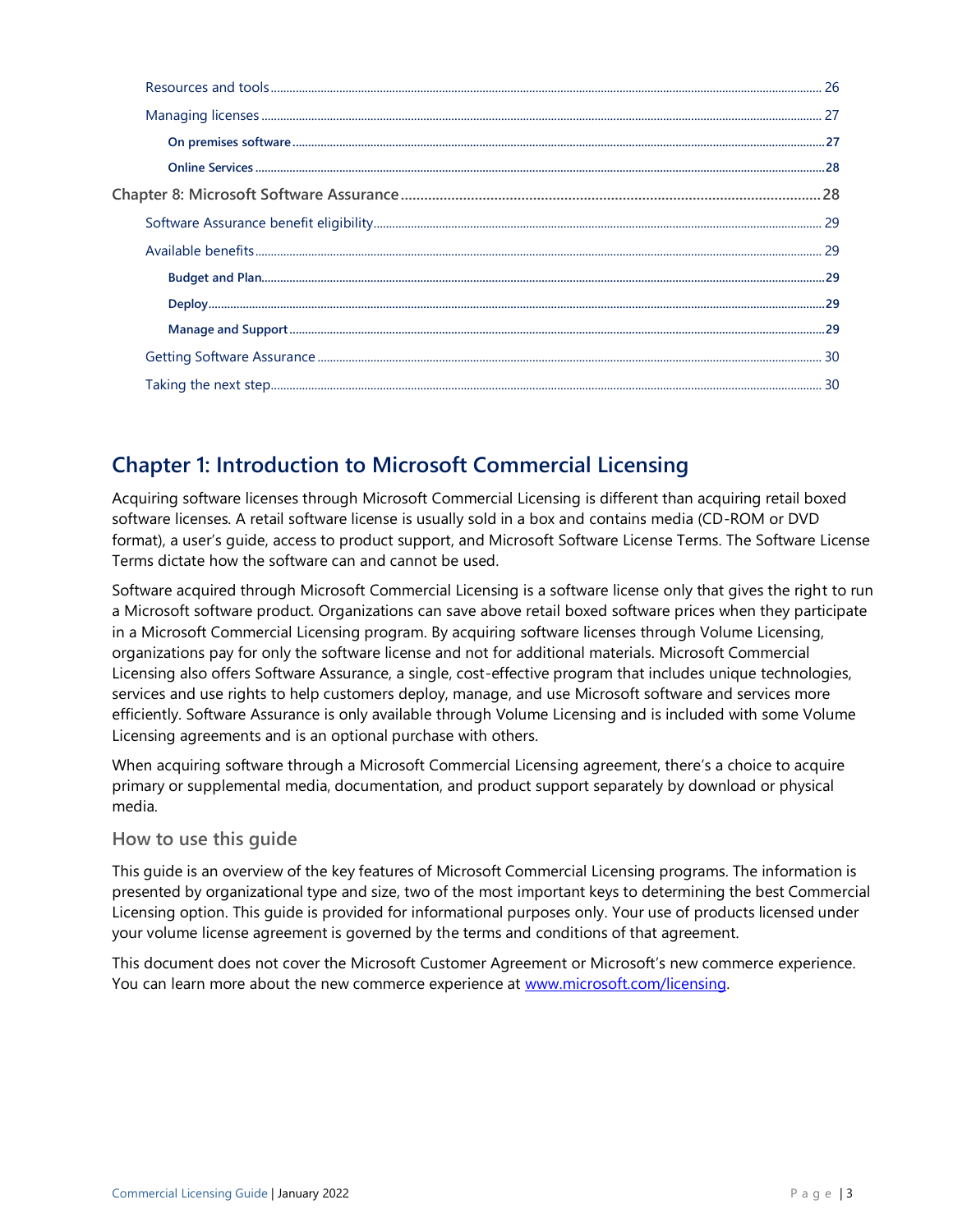- Resources and tools ... 26
- Managing licenses ... 27
  - **On premises software** ... 27
  - **Online Services** ... 28

Chapter 8: Microsoft Software Assurance ... 28

- Software Assurance benefit eligibility ... 29
- Available benefits ... 29
  - **Budget and Plan** ... 29
  - **Deploy** ... 29
  - **Manage and Support** ... 29
- Getting Software Assurance ... 30
- Taking the next step ... 30

## Chapter 1: Introduction to Microsoft Commercial Licensing

Acquiring software licenses through Microsoft Commercial Licensing is different than acquiring retail boxed software licenses. A retail software license is usually sold in a box and contains media (CD-ROM or DVD format), a user's guide, access to product support, and Microsoft Software License Terms. The Software License Terms dictate how the software can and cannot be used.

Software acquired through Microsoft Commercial Licensing is a software license only that gives the right to run a Microsoft software product. Organizations can save above retail boxed software prices when they participate in a Microsoft Commercial Licensing program. By acquiring software licenses through Volume Licensing, organizations pay for only the software license and not for additional materials. Microsoft Commercial Licensing also offers Software Assurance, a single, cost-effective program that includes unique technologies, services and use rights to help customers deploy, manage, and use Microsoft software and services more efficiently. Software Assurance is only available through Volume Licensing and is included with some Volume Licensing agreements and is an optional purchase with others.

When acquiring software through a Microsoft Commercial Licensing agreement, there's a choice to acquire primary or supplemental media, documentation, and product support separately by download or physical media.

### How to use this guide

This guide is an overview of the key features of Microsoft Commercial Licensing programs. The information is presented by organizational type and size, two of the most important keys to determining the best Commercial Licensing option. This guide is provided for informational purposes only. Your use of products licensed under your volume license agreement is governed by the terms and conditions of that agreement.

This document does not cover the Microsoft Customer Agreement or Microsoft's new commerce experience. You can learn more about the new commerce experience at [www.microsoft.com/licensing](http://www.microsoft.com/licensing).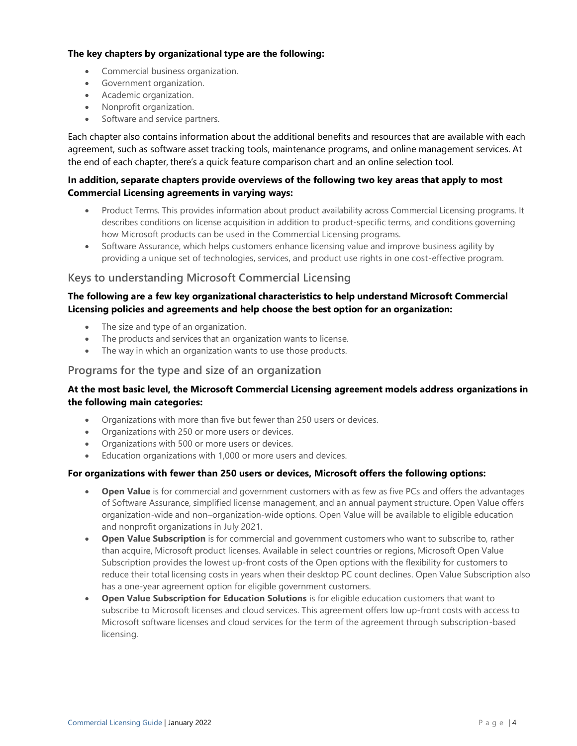**The key chapters by organizational type are the following:**

- Commercial business organization.
- Government organization.
- Academic organization.
- Nonprofit organization.
- Software and service partners.

Each chapter also contains information about the additional benefits and resources that are available with each agreement, such as software asset tracking tools, maintenance programs, and online management services. At the end of each chapter, there's a quick feature comparison chart and an online selection tool.

**In addition, separate chapters provide overviews of the following two key areas that apply to most Commercial Licensing agreements in varying ways:**

- Product Terms. This provides information about product availability across Commercial Licensing programs. It describes conditions on license acquisition in addition to product-specific terms, and conditions governing how Microsoft products can be used in the Commercial Licensing programs.
- Software Assurance, which helps customers enhance licensing value and improve business agility by providing a unique set of technologies, services, and product use rights in one cost-effective program.

## Keys to understanding Microsoft Commercial Licensing

**The following are a few key organizational characteristics to help understand Microsoft Commercial Licensing policies and agreements and help choose the best option for an organization:**

- The size and type of an organization.
- The products and services that an organization wants to license.
- The way in which an organization wants to use those products.

## Programs for the type and size of an organization

**At the most basic level, the Microsoft Commercial Licensing agreement models address organizations in the following main categories:**

- Organizations with more than five but fewer than 250 users or devices.
- Organizations with 250 or more users or devices.
- Organizations with 500 or more users or devices.
- Education organizations with 1,000 or more users and devices.

**For organizations with fewer than 250 users or devices, Microsoft offers the following options:**

- **Open Value** is for commercial and government customers with as few as five PCs and offers the advantages of Software Assurance, simplified license management, and an annual payment structure. Open Value offers organization-wide and non–organization-wide options. Open Value will be available to eligible education and nonprofit organizations in July 2021.
- **Open Value Subscription** is for commercial and government customers who want to subscribe to, rather than acquire, Microsoft product licenses. Available in select countries or regions, Microsoft Open Value Subscription provides the lowest up-front costs of the Open options with the flexibility for customers to reduce their total licensing costs in years when their desktop PC count declines. Open Value Subscription also has a one-year agreement option for eligible government customers.
- **Open Value Subscription for Education Solutions** is for eligible education customers that want to subscribe to Microsoft licenses and cloud services. This agreement offers low up-front costs with access to Microsoft software licenses and cloud services for the term of the agreement through subscription-based licensing.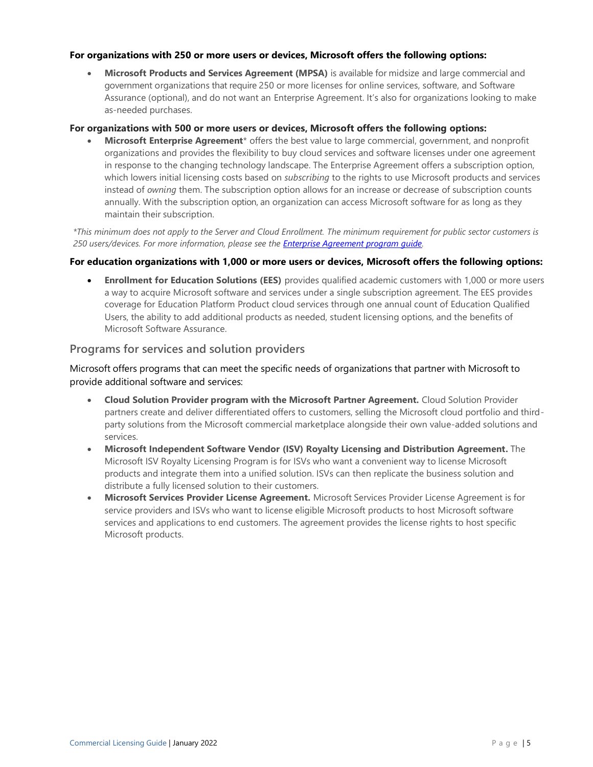**For organizations with 250 or more users or devices, Microsoft offers the following options:**

- **Microsoft Products and Services Agreement (MPSA)** is available for midsize and large commercial and government organizations that require 250 or more licenses for online services, software, and Software Assurance (optional), and do not want an Enterprise Agreement. It's also for organizations looking to make as-needed purchases.

**For organizations with 500 or more users or devices, Microsoft offers the following options:**

- **Microsoft Enterprise Agreement*** offers the best value to large commercial, government, and nonprofit organizations and provides the flexibility to buy cloud services and software licenses under one agreement in response to the changing technology landscape. The Enterprise Agreement offers a subscription option, which lowers initial licensing costs based on *subscribing* to the rights to use Microsoft products and services instead of *owning* them. The subscription option allows for an increase or decrease of subscription counts annually. With the subscription option, an organization can access Microsoft software for as long as they maintain their subscription.

*\*This minimum does not apply to the Server and Cloud Enrollment. The minimum requirement for public sector customers is 250 users/devices. For more information, please see the [Enterprise Agreement program guide](#).*

**For education organizations with 1,000 or more users or devices, Microsoft offers the following options:**

- **Enrollment for Education Solutions (EES)** provides qualified academic customers with 1,000 or more users a way to acquire Microsoft software and services under a single subscription agreement. The EES provides coverage for Education Platform Product cloud services through one annual count of Education Qualified Users, the ability to add additional products as needed, student licensing options, and the benefits of Microsoft Software Assurance.

## Programs for services and solution providers

Microsoft offers programs that can meet the specific needs of organizations that partner with Microsoft to provide additional software and services:

- **Cloud Solution Provider program with the Microsoft Partner Agreement.** Cloud Solution Provider partners create and deliver differentiated offers to customers, selling the Microsoft cloud portfolio and third-party solutions from the Microsoft commercial marketplace alongside their own value-added solutions and services.
- **Microsoft Independent Software Vendor (ISV) Royalty Licensing and Distribution Agreement.** The Microsoft ISV Royalty Licensing Program is for ISVs who want a convenient way to license Microsoft products and integrate them into a unified solution. ISVs can then replicate the business solution and distribute a fully licensed solution to their customers.
- **Microsoft Services Provider License Agreement.** Microsoft Services Provider License Agreement is for service providers and ISVs who want to license eligible Microsoft products to host Microsoft software services and applications to end customers. The agreement provides the license rights to host specific Microsoft products.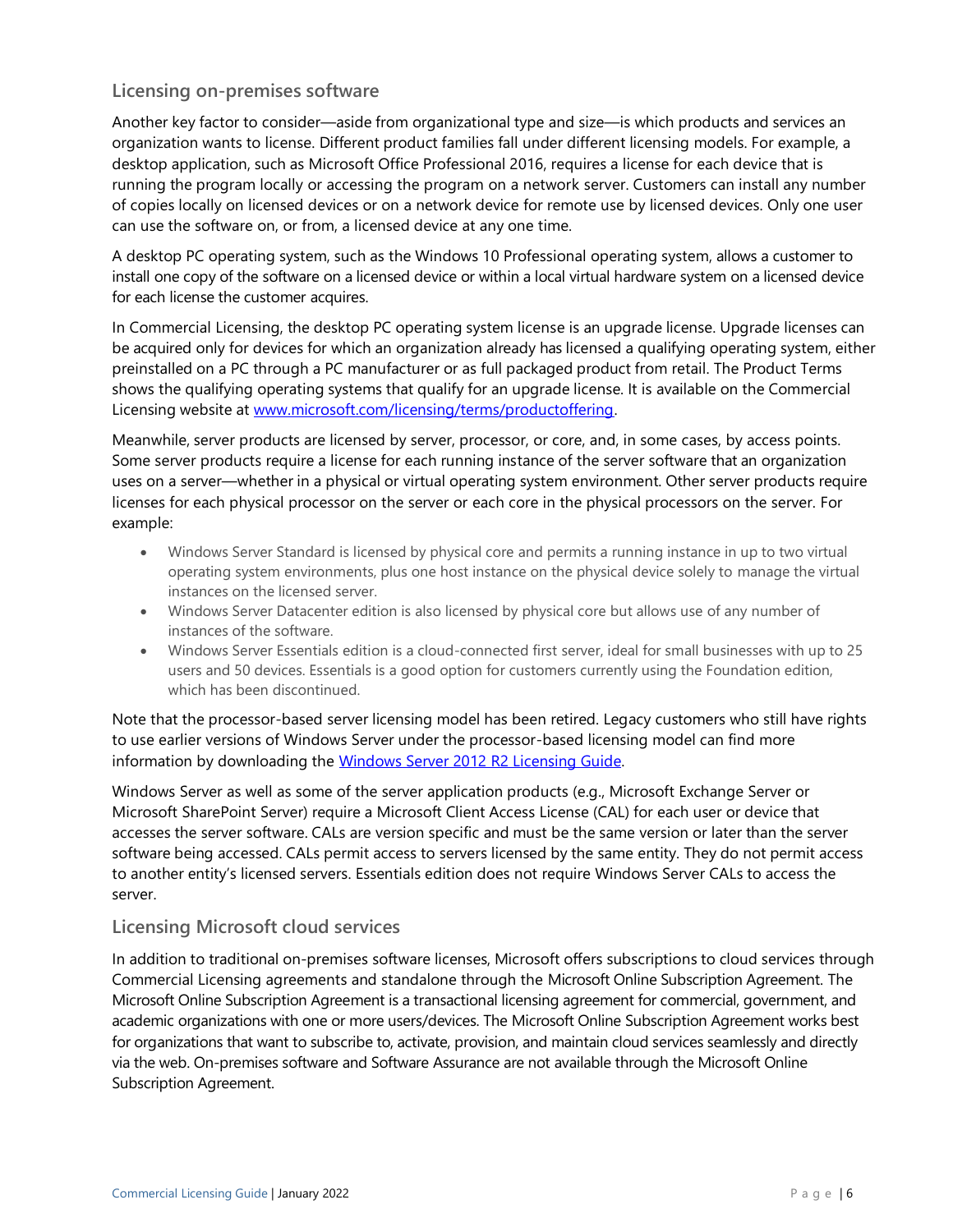## Licensing on-premises software

Another key factor to consider—aside from organizational type and size—is which products and services an organization wants to license. Different product families fall under different licensing models. For example, a desktop application, such as Microsoft Office Professional 2016, requires a license for each device that is running the program locally or accessing the program on a network server. Customers can install any number of copies locally on licensed devices or on a network device for remote use by licensed devices. Only one user can use the software on, or from, a licensed device at any one time.

A desktop PC operating system, such as the Windows 10 Professional operating system, allows a customer to install one copy of the software on a licensed device or within a local virtual hardware system on a licensed device for each license the customer acquires.

In Commercial Licensing, the desktop PC operating system license is an upgrade license. Upgrade licenses can be acquired only for devices for which an organization already has licensed a qualifying operating system, either preinstalled on a PC through a PC manufacturer or as full packaged product from retail. The Product Terms shows the qualifying operating systems that qualify for an upgrade license. It is available on the Commercial Licensing website at [www.microsoft.com/licensing/terms/productoffering](www.microsoft.com/licensing/terms/productoffering).

Meanwhile, server products are licensed by server, processor, or core, and, in some cases, by access points. Some server products require a license for each running instance of the server software that an organization uses on a server—whether in a physical or virtual operating system environment. Other server products require licenses for each physical processor on the server or each core in the physical processors on the server. For example:

- Windows Server Standard is licensed by physical core and permits a running instance in up to two virtual operating system environments, plus one host instance on the physical device solely to manage the virtual instances on the licensed server.
- Windows Server Datacenter edition is also licensed by physical core but allows use of any number of instances of the software.
- Windows Server Essentials edition is a cloud-connected first server, ideal for small businesses with up to 25 users and 50 devices. Essentials is a good option for customers currently using the Foundation edition, which has been discontinued.

Note that the processor-based server licensing model has been retired. Legacy customers who still have rights to use earlier versions of Windows Server under the processor-based licensing model can find more information by downloading the Windows Server 2012 R2 Licensing Guide.

Windows Server as well as some of the server application products (e.g., Microsoft Exchange Server or Microsoft SharePoint Server) require a Microsoft Client Access License (CAL) for each user or device that accesses the server software. CALs are version specific and must be the same version or later than the server software being accessed. CALs permit access to servers licensed by the same entity. They do not permit access to another entity's licensed servers. Essentials edition does not require Windows Server CALs to access the server.

## Licensing Microsoft cloud services

In addition to traditional on-premises software licenses, Microsoft offers subscriptions to cloud services through Commercial Licensing agreements and standalone through the Microsoft Online Subscription Agreement. The Microsoft Online Subscription Agreement is a transactional licensing agreement for commercial, government, and academic organizations with one or more users/devices. The Microsoft Online Subscription Agreement works best for organizations that want to subscribe to, activate, provision, and maintain cloud services seamlessly and directly via the web. On-premises software and Software Assurance are not available through the Microsoft Online Subscription Agreement.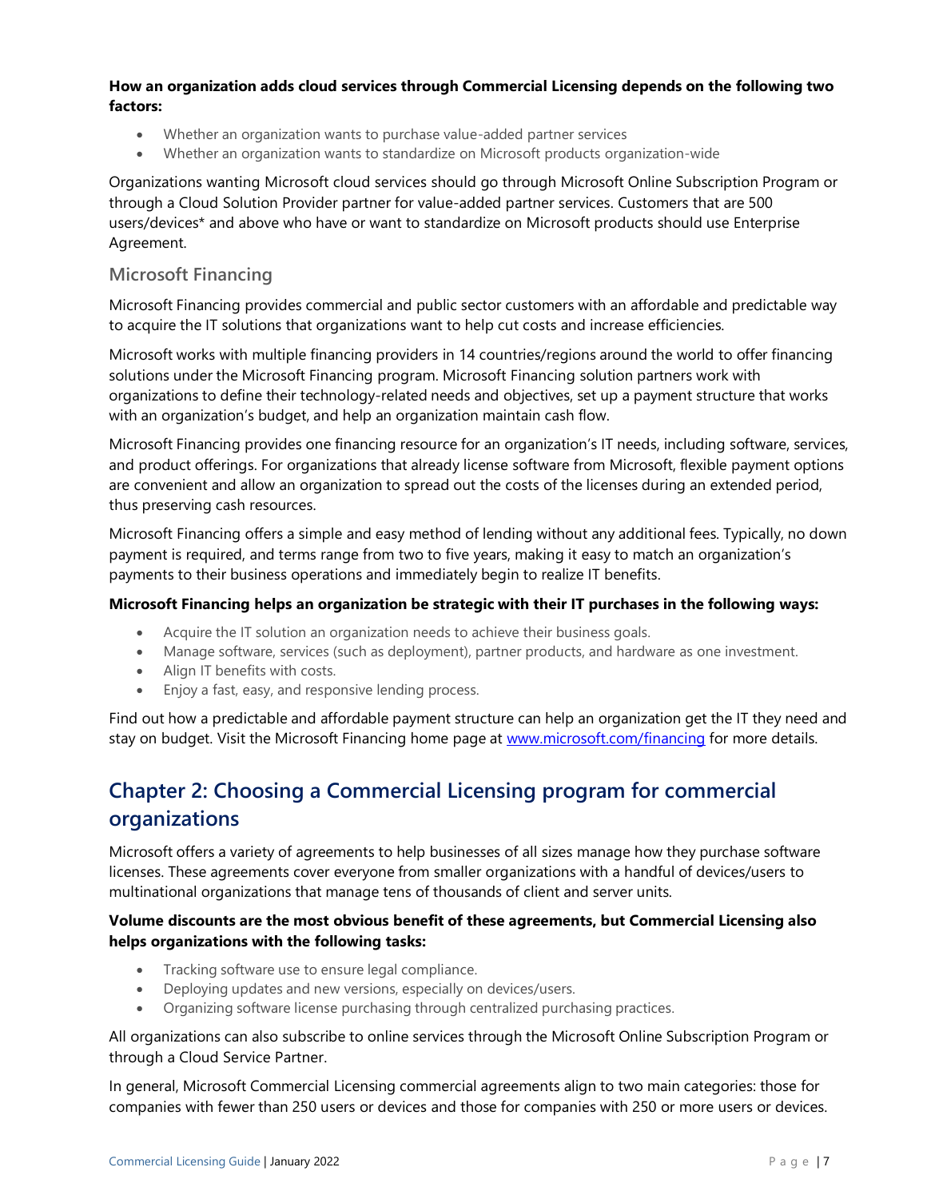**How an organization adds cloud services through Commercial Licensing depends on the following two factors:**

- Whether an organization wants to purchase value-added partner services
- Whether an organization wants to standardize on Microsoft products organization-wide

Organizations wanting Microsoft cloud services should go through Microsoft Online Subscription Program or through a Cloud Solution Provider partner for value-added partner services. Customers that are 500 users/devices* and above who have or want to standardize on Microsoft products should use Enterprise Agreement.

### Microsoft Financing

Microsoft Financing provides commercial and public sector customers with an affordable and predictable way to acquire the IT solutions that organizations want to help cut costs and increase efficiencies.

Microsoft works with multiple financing providers in 14 countries/regions around the world to offer financing solutions under the Microsoft Financing program. Microsoft Financing solution partners work with organizations to define their technology-related needs and objectives, set up a payment structure that works with an organization's budget, and help an organization maintain cash flow.

Microsoft Financing provides one financing resource for an organization's IT needs, including software, services, and product offerings. For organizations that already license software from Microsoft, flexible payment options are convenient and allow an organization to spread out the costs of the licenses during an extended period, thus preserving cash resources.

Microsoft Financing offers a simple and easy method of lending without any additional fees. Typically, no down payment is required, and terms range from two to five years, making it easy to match an organization's payments to their business operations and immediately begin to realize IT benefits.

**Microsoft Financing helps an organization be strategic with their IT purchases in the following ways:**

- Acquire the IT solution an organization needs to achieve their business goals.
- Manage software, services (such as deployment), partner products, and hardware as one investment.
- Align IT benefits with costs.
- Enjoy a fast, easy, and responsive lending process.

Find out how a predictable and affordable payment structure can help an organization get the IT they need and stay on budget. Visit the Microsoft Financing home page at [www.microsoft.com/financing](www.microsoft.com/financing) for more details.

## Chapter 2: Choosing a Commercial Licensing program for commercial organizations

Microsoft offers a variety of agreements to help businesses of all sizes manage how they purchase software licenses. These agreements cover everyone from smaller organizations with a handful of devices/users to multinational organizations that manage tens of thousands of client and server units.

**Volume discounts are the most obvious benefit of these agreements, but Commercial Licensing also helps organizations with the following tasks:**

- Tracking software use to ensure legal compliance.
- Deploying updates and new versions, especially on devices/users.
- Organizing software license purchasing through centralized purchasing practices.

All organizations can also subscribe to online services through the Microsoft Online Subscription Program or through a Cloud Service Partner.

In general, Microsoft Commercial Licensing commercial agreements align to two main categories: those for companies with fewer than 250 users or devices and those for companies with 250 or more users or devices.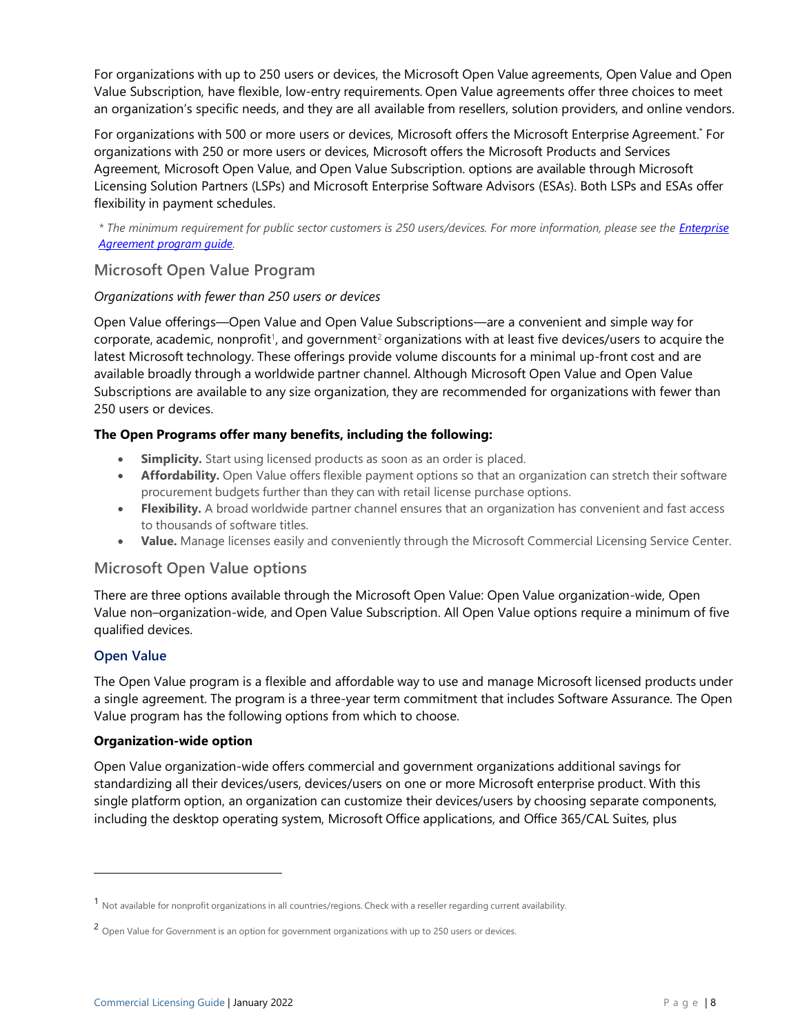For organizations with up to 250 users or devices, the Microsoft Open Value agreements, Open Value and Open Value Subscription, have flexible, low-entry requirements. Open Value agreements offer three choices to meet an organization's specific needs, and they are all available from resellers, solution providers, and online vendors.

For organizations with 500 or more users or devices, Microsoft offers the Microsoft Enterprise Agreement.* For organizations with 250 or more users or devices, Microsoft offers the Microsoft Products and Services Agreement, Microsoft Open Value, and Open Value Subscription. options are available through Microsoft Licensing Solution Partners (LSPs) and Microsoft Enterprise Software Advisors (ESAs). Both LSPs and ESAs offer flexibility in payment schedules.

*\* The minimum requirement for public sector customers is 250 users/devices. For more information, please see the [Enterprise Agreement program guide](). *

## Microsoft Open Value Program

*Organizations with fewer than 250 users or devices*

Open Value offerings—Open Value and Open Value Subscriptions—are a convenient and simple way for corporate, academic, nonprofit[1], and government[2] organizations with at least five devices/users to acquire the latest Microsoft technology. These offerings provide volume discounts for a minimal up-front cost and are available broadly through a worldwide partner channel. Although Microsoft Open Value and Open Value Subscriptions are available to any size organization, they are recommended for organizations with fewer than 250 users or devices.

**The Open Programs offer many benefits, including the following:**

- **Simplicity.** Start using licensed products as soon as an order is placed.
- **Affordability.** Open Value offers flexible payment options so that an organization can stretch their software procurement budgets further than they can with retail license purchase options.
- **Flexibility.** A broad worldwide partner channel ensures that an organization has convenient and fast access to thousands of software titles.
- **Value.** Manage licenses easily and conveniently through the Microsoft Commercial Licensing Service Center.

## Microsoft Open Value options

There are three options available through the Microsoft Open Value: Open Value organization-wide, Open Value non–organization-wide, and Open Value Subscription. All Open Value options require a minimum of five qualified devices.

### Open Value

The Open Value program is a flexible and affordable way to use and manage Microsoft licensed products under a single agreement. The program is a three-year term commitment that includes Software Assurance. The Open Value program has the following options from which to choose.

**Organization-wide option**

Open Value organization-wide offers commercial and government organizations additional savings for standardizing all their devices/users, devices/users on one or more Microsoft enterprise product. With this single platform option, an organization can customize their devices/users by choosing separate components, including the desktop operating system, Microsoft Office applications, and Office 365/CAL Suites, plus

---

[1] Not available for nonprofit organizations in all countries/regions. Check with a reseller regarding current availability.

[2] Open Value for Government is an option for government organizations with up to 250 users or devices.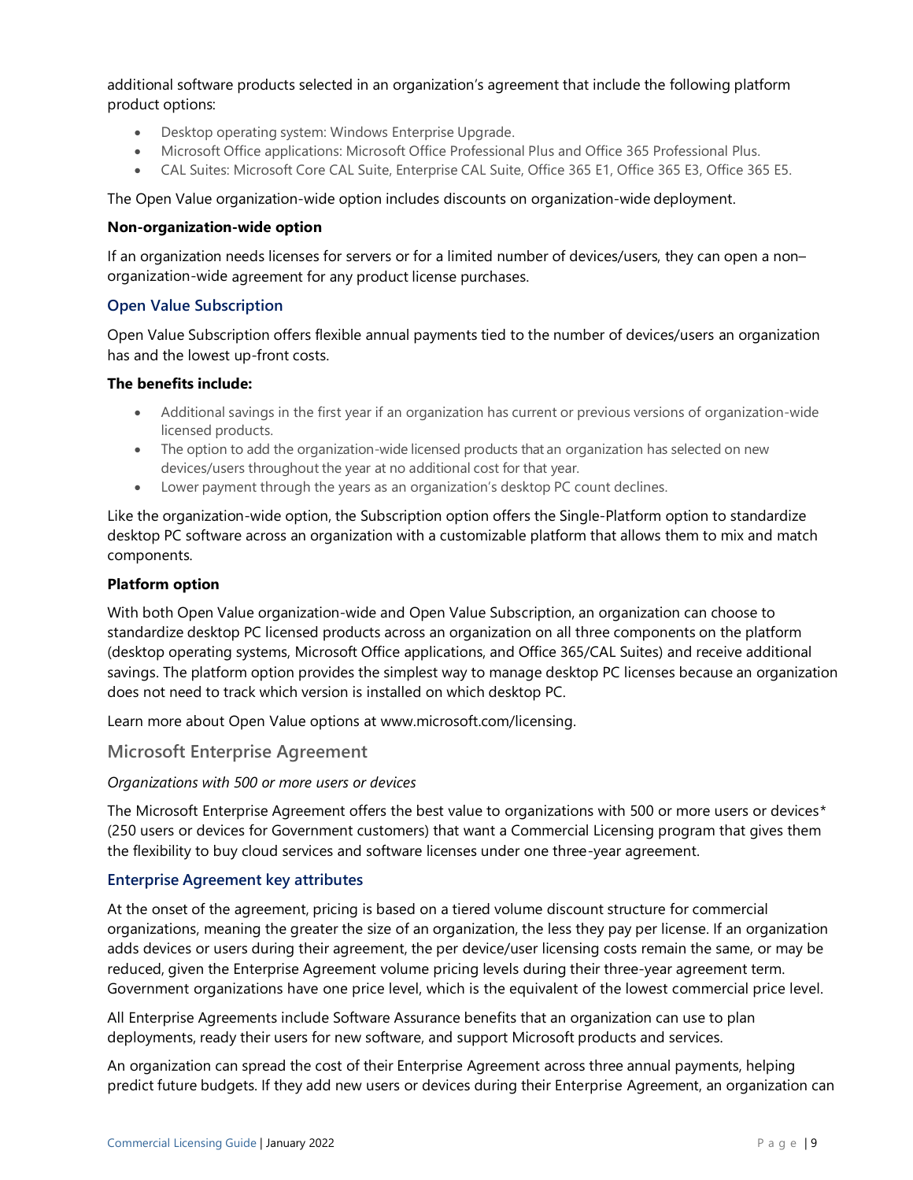additional software products selected in an organization's agreement that include the following platform product options:

- Desktop operating system: Windows Enterprise Upgrade.
- Microsoft Office applications: Microsoft Office Professional Plus and Office 365 Professional Plus.
- CAL Suites: Microsoft Core CAL Suite, Enterprise CAL Suite, Office 365 E1, Office 365 E3, Office 365 E5.

The Open Value organization-wide option includes discounts on organization-wide deployment.

**Non-organization-wide option**

If an organization needs licenses for servers or for a limited number of devices/users, they can open a non–organization-wide agreement for any product license purchases.

### Open Value Subscription

Open Value Subscription offers flexible annual payments tied to the number of devices/users an organization has and the lowest up-front costs.

**The benefits include:**

- Additional savings in the first year if an organization has current or previous versions of organization-wide licensed products.
- The option to add the organization-wide licensed products that an organization has selected on new devices/users throughout the year at no additional cost for that year.
- Lower payment through the years as an organization's desktop PC count declines.

Like the organization-wide option, the Subscription option offers the Single-Platform option to standardize desktop PC software across an organization with a customizable platform that allows them to mix and match components.

**Platform option**

With both Open Value organization-wide and Open Value Subscription, an organization can choose to standardize desktop PC licensed products across an organization on all three components on the platform (desktop operating systems, Microsoft Office applications, and Office 365/CAL Suites) and receive additional savings. The platform option provides the simplest way to manage desktop PC licenses because an organization does not need to track which version is installed on which desktop PC.

Learn more about Open Value options at www.microsoft.com/licensing.

## Microsoft Enterprise Agreement

*Organizations with 500 or more users or devices*

The Microsoft Enterprise Agreement offers the best value to organizations with 500 or more users or devices* (250 users or devices for Government customers) that want a Commercial Licensing program that gives them the flexibility to buy cloud services and software licenses under one three-year agreement.

### Enterprise Agreement key attributes

At the onset of the agreement, pricing is based on a tiered volume discount structure for commercial organizations, meaning the greater the size of an organization, the less they pay per license. If an organization adds devices or users during their agreement, the per device/user licensing costs remain the same, or may be reduced, given the Enterprise Agreement volume pricing levels during their three-year agreement term. Government organizations have one price level, which is the equivalent of the lowest commercial price level.

All Enterprise Agreements include Software Assurance benefits that an organization can use to plan deployments, ready their users for new software, and support Microsoft products and services.

An organization can spread the cost of their Enterprise Agreement across three annual payments, helping predict future budgets. If they add new users or devices during their Enterprise Agreement, an organization can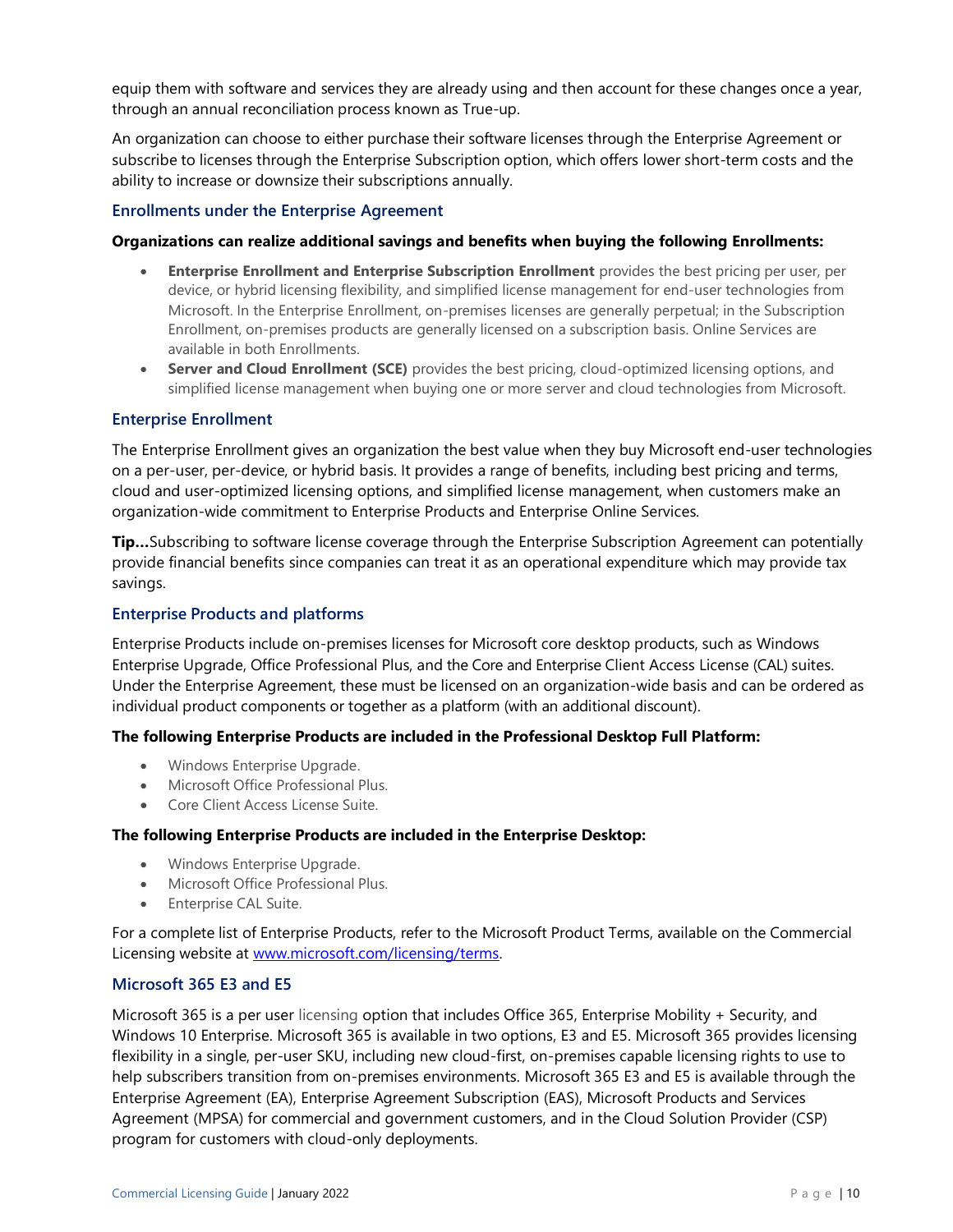equip them with software and services they are already using and then account for these changes once a year, through an annual reconciliation process known as True-up.

An organization can choose to either purchase their software licenses through the Enterprise Agreement or subscribe to licenses through the Enterprise Subscription option, which offers lower short-term costs and the ability to increase or downsize their subscriptions annually.

### Enrollments under the Enterprise Agreement

**Organizations can realize additional savings and benefits when buying the following Enrollments:**

- **Enterprise Enrollment and Enterprise Subscription Enrollment** provides the best pricing per user, per device, or hybrid licensing flexibility, and simplified license management for end-user technologies from Microsoft. In the Enterprise Enrollment, on-premises licenses are generally perpetual; in the Subscription Enrollment, on-premises products are generally licensed on a subscription basis. Online Services are available in both Enrollments.
- **Server and Cloud Enrollment (SCE)** provides the best pricing, cloud-optimized licensing options, and simplified license management when buying one or more server and cloud technologies from Microsoft.

### Enterprise Enrollment

The Enterprise Enrollment gives an organization the best value when they buy Microsoft end-user technologies on a per-user, per-device, or hybrid basis. It provides a range of benefits, including best pricing and terms, cloud and user-optimized licensing options, and simplified license management, when customers make an organization-wide commitment to Enterprise Products and Enterprise Online Services.

**Tip…**Subscribing to software license coverage through the Enterprise Subscription Agreement can potentially provide financial benefits since companies can treat it as an operational expenditure which may provide tax savings.

### Enterprise Products and platforms

Enterprise Products include on-premises licenses for Microsoft core desktop products, such as Windows Enterprise Upgrade, Office Professional Plus, and the Core and Enterprise Client Access License (CAL) suites. Under the Enterprise Agreement, these must be licensed on an organization-wide basis and can be ordered as individual product components or together as a platform (with an additional discount).

**The following Enterprise Products are included in the Professional Desktop Full Platform:**

- Windows Enterprise Upgrade.
- Microsoft Office Professional Plus.
- Core Client Access License Suite.

**The following Enterprise Products are included in the Enterprise Desktop:**

- Windows Enterprise Upgrade.
- Microsoft Office Professional Plus.
- Enterprise CAL Suite.

For a complete list of Enterprise Products, refer to the Microsoft Product Terms, available on the Commercial Licensing website at [www.microsoft.com/licensing/terms](www.microsoft.com/licensing/terms).

### Microsoft 365 E3 and E5

Microsoft 365 is a per user licensing option that includes Office 365, Enterprise Mobility + Security, and Windows 10 Enterprise. Microsoft 365 is available in two options, E3 and E5. Microsoft 365 provides licensing flexibility in a single, per-user SKU, including new cloud-first, on-premises capable licensing rights to use to help subscribers transition from on-premises environments. Microsoft 365 E3 and E5 is available through the Enterprise Agreement (EA), Enterprise Agreement Subscription (EAS), Microsoft Products and Services Agreement (MPSA) for commercial and government customers, and in the Cloud Solution Provider (CSP) program for customers with cloud-only deployments.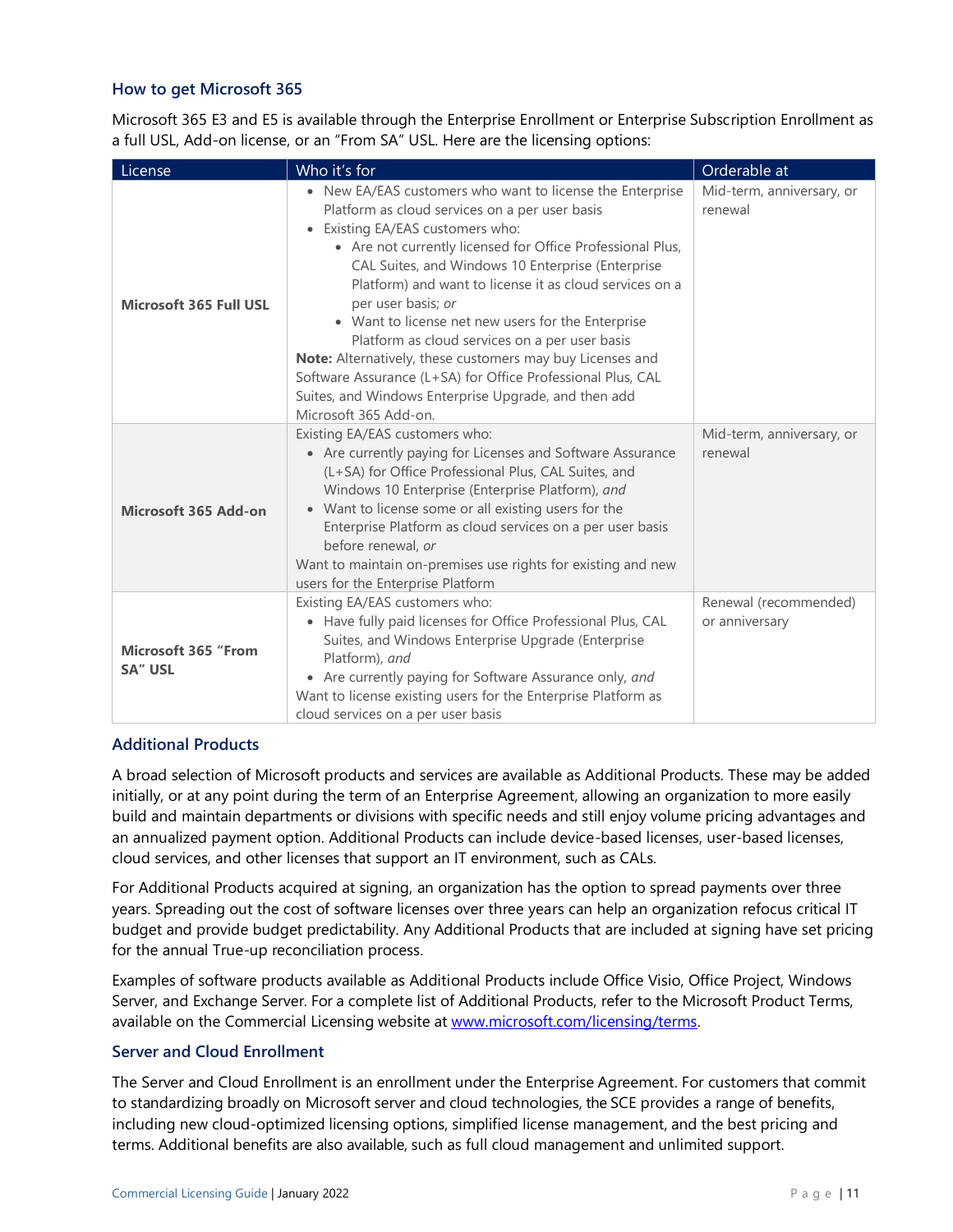### How to get Microsoft 365

Microsoft 365 E3 and E5 is available through the Enterprise Enrollment or Enterprise Subscription Enrollment as a full USL, Add-on license, or an "From SA" USL. Here are the licensing options:

| License | Who it's for | Orderable at |
|---|---|---|
| **Microsoft 365 Full USL** | • New EA/EAS customers who want to license the Enterprise Platform as cloud services on a per user basis<br>• Existing EA/EAS customers who:<br>  • Are not currently licensed for Office Professional Plus, CAL Suites, and Windows 10 Enterprise (Enterprise Platform) and want to license it as cloud services on a per user basis; *or*<br>  • Want to license net new users for the Enterprise Platform as cloud services on a per user basis<br>**Note:** Alternatively, these customers may buy Licenses and Software Assurance (L+SA) for Office Professional Plus, CAL Suites, and Windows Enterprise Upgrade, and then add Microsoft 365 Add-on. | Mid-term, anniversary, or renewal |
| **Microsoft 365 Add-on** | Existing EA/EAS customers who:<br>• Are currently paying for Licenses and Software Assurance (L+SA) for Office Professional Plus, CAL Suites, and Windows 10 Enterprise (Enterprise Platform), *and*<br>• Want to license some or all existing users for the Enterprise Platform as cloud services on a per user basis before renewal, *or*<br>Want to maintain on-premises use rights for existing and new users for the Enterprise Platform | Mid-term, anniversary, or renewal |
| **Microsoft 365 "From SA" USL** | Existing EA/EAS customers who:<br>• Have fully paid licenses for Office Professional Plus, CAL Suites, and Windows Enterprise Upgrade (Enterprise Platform), *and*<br>• Are currently paying for Software Assurance only, *and*<br>Want to license existing users for the Enterprise Platform as cloud services on a per user basis | Renewal (recommended) or anniversary |

### Additional Products

A broad selection of Microsoft products and services are available as Additional Products. These may be added initially, or at any point during the term of an Enterprise Agreement, allowing an organization to more easily build and maintain departments or divisions with specific needs and still enjoy volume pricing advantages and an annualized payment option. Additional Products can include device-based licenses, user-based licenses, cloud services, and other licenses that support an IT environment, such as CALs.

For Additional Products acquired at signing, an organization has the option to spread payments over three years. Spreading out the cost of software licenses over three years can help an organization refocus critical IT budget and provide budget predictability. Any Additional Products that are included at signing have set pricing for the annual True-up reconciliation process.

Examples of software products available as Additional Products include Office Visio, Office Project, Windows Server, and Exchange Server. For a complete list of Additional Products, refer to the Microsoft Product Terms, available on the Commercial Licensing website at [www.microsoft.com/licensing/terms](www.microsoft.com/licensing/terms).

### Server and Cloud Enrollment

The Server and Cloud Enrollment is an enrollment under the Enterprise Agreement. For customers that commit to standardizing broadly on Microsoft server and cloud technologies, the SCE provides a range of benefits, including new cloud-optimized licensing options, simplified license management, and the best pricing and terms. Additional benefits are also available, such as full cloud management and unlimited support.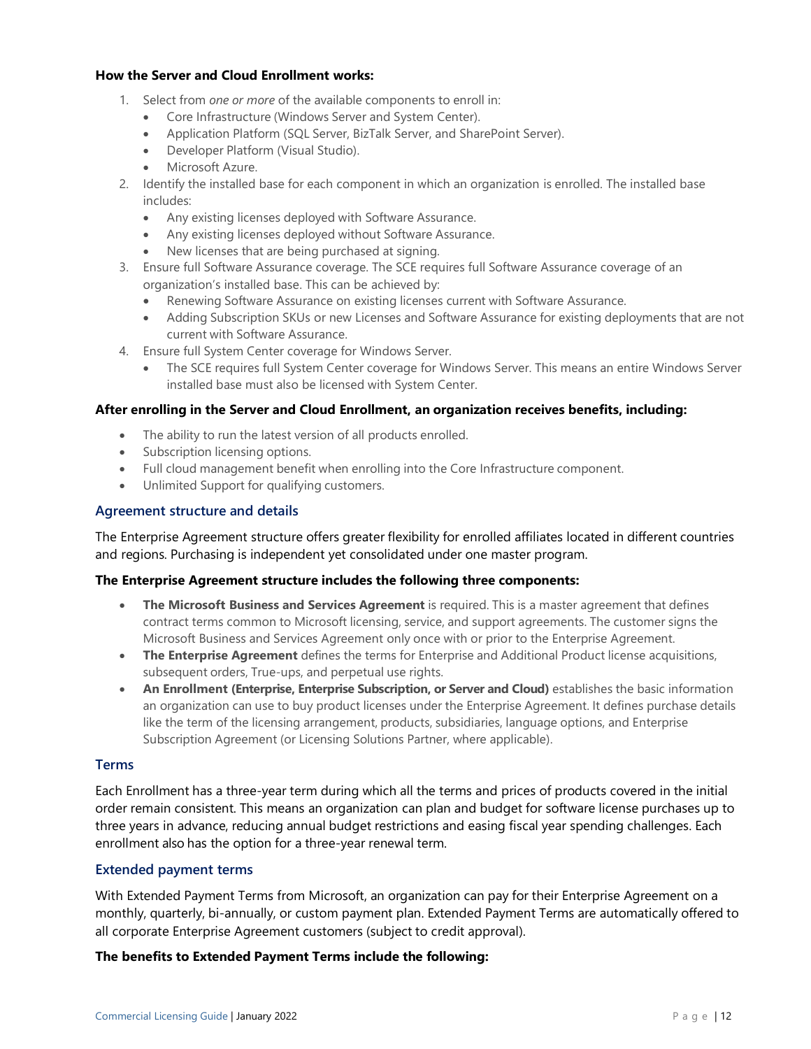**How the Server and Cloud Enrollment works:**

1. Select from *one or more* of the available components to enroll in:
   - Core Infrastructure (Windows Server and System Center).
   - Application Platform (SQL Server, BizTalk Server, and SharePoint Server).
   - Developer Platform (Visual Studio).
   - Microsoft Azure.
2. Identify the installed base for each component in which an organization is enrolled. The installed base includes:
   - Any existing licenses deployed with Software Assurance.
   - Any existing licenses deployed without Software Assurance.
   - New licenses that are being purchased at signing.
3. Ensure full Software Assurance coverage. The SCE requires full Software Assurance coverage of an organization's installed base. This can be achieved by:
   - Renewing Software Assurance on existing licenses current with Software Assurance.
   - Adding Subscription SKUs or new Licenses and Software Assurance for existing deployments that are not current with Software Assurance.
4. Ensure full System Center coverage for Windows Server.
   - The SCE requires full System Center coverage for Windows Server. This means an entire Windows Server installed base must also be licensed with System Center.

**After enrolling in the Server and Cloud Enrollment, an organization receives benefits, including:**

- The ability to run the latest version of all products enrolled.
- Subscription licensing options.
- Full cloud management benefit when enrolling into the Core Infrastructure component.
- Unlimited Support for qualifying customers.

### Agreement structure and details

The Enterprise Agreement structure offers greater flexibility for enrolled affiliates located in different countries and regions. Purchasing is independent yet consolidated under one master program.

**The Enterprise Agreement structure includes the following three components:**

- **The Microsoft Business and Services Agreement** is required. This is a master agreement that defines contract terms common to Microsoft licensing, service, and support agreements. The customer signs the Microsoft Business and Services Agreement only once with or prior to the Enterprise Agreement.
- **The Enterprise Agreement** defines the terms for Enterprise and Additional Product license acquisitions, subsequent orders, True-ups, and perpetual use rights.
- **An Enrollment (Enterprise, Enterprise Subscription, or Server and Cloud)** establishes the basic information an organization can use to buy product licenses under the Enterprise Agreement. It defines purchase details like the term of the licensing arrangement, products, subsidiaries, language options, and Enterprise Subscription Agreement (or Licensing Solutions Partner, where applicable).

### Terms

Each Enrollment has a three-year term during which all the terms and prices of products covered in the initial order remain consistent. This means an organization can plan and budget for software license purchases up to three years in advance, reducing annual budget restrictions and easing fiscal year spending challenges. Each enrollment also has the option for a three-year renewal term.

### Extended payment terms

With Extended Payment Terms from Microsoft, an organization can pay for their Enterprise Agreement on a monthly, quarterly, bi-annually, or custom payment plan. Extended Payment Terms are automatically offered to all corporate Enterprise Agreement customers (subject to credit approval).

**The benefits to Extended Payment Terms include the following:**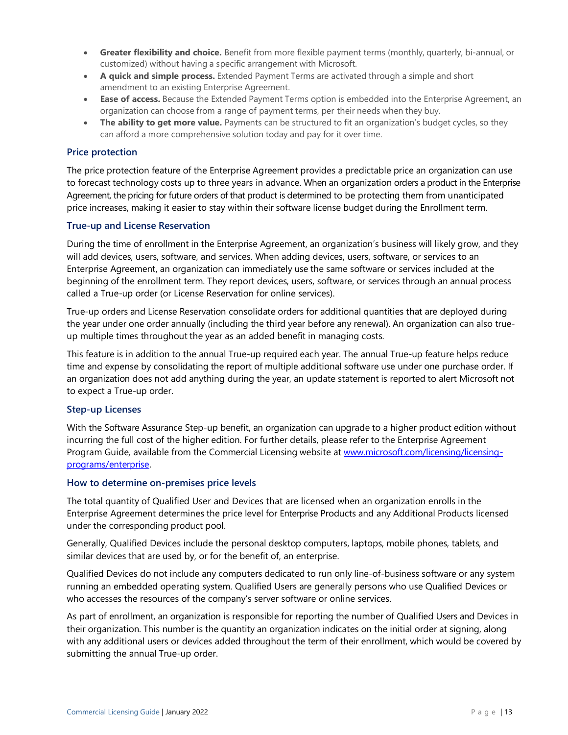- **Greater flexibility and choice.** Benefit from more flexible payment terms (monthly, quarterly, bi-annual, or customized) without having a specific arrangement with Microsoft.
- **A quick and simple process.** Extended Payment Terms are activated through a simple and short amendment to an existing Enterprise Agreement.
- **Ease of access.** Because the Extended Payment Terms option is embedded into the Enterprise Agreement, an organization can choose from a range of payment terms, per their needs when they buy.
- **The ability to get more value.** Payments can be structured to fit an organization's budget cycles, so they can afford a more comprehensive solution today and pay for it over time.

### Price protection

The price protection feature of the Enterprise Agreement provides a predictable price an organization can use to forecast technology costs up to three years in advance. When an organization orders a product in the Enterprise Agreement, the pricing for future orders of that product is determined to be protecting them from unanticipated price increases, making it easier to stay within their software license budget during the Enrollment term.

### True-up and License Reservation

During the time of enrollment in the Enterprise Agreement, an organization's business will likely grow, and they will add devices, users, software, and services. When adding devices, users, software, or services to an Enterprise Agreement, an organization can immediately use the same software or services included at the beginning of the enrollment term. They report devices, users, software, or services through an annual process called a True-up order (or License Reservation for online services).

True-up orders and License Reservation consolidate orders for additional quantities that are deployed during the year under one order annually (including the third year before any renewal). An organization can also true-up multiple times throughout the year as an added benefit in managing costs.

This feature is in addition to the annual True-up required each year. The annual True-up feature helps reduce time and expense by consolidating the report of multiple additional software use under one purchase order. If an organization does not add anything during the year, an update statement is reported to alert Microsoft not to expect a True-up order.

### Step-up Licenses

With the Software Assurance Step-up benefit, an organization can upgrade to a higher product edition without incurring the full cost of the higher edition. For further details, please refer to the Enterprise Agreement Program Guide, available from the Commercial Licensing website at [www.microsoft.com/licensing/licensing-programs/enterprise](www.microsoft.com/licensing/licensing-programs/enterprise).

### How to determine on-premises price levels

The total quantity of Qualified User and Devices that are licensed when an organization enrolls in the Enterprise Agreement determines the price level for Enterprise Products and any Additional Products licensed under the corresponding product pool.

Generally, Qualified Devices include the personal desktop computers, laptops, mobile phones, tablets, and similar devices that are used by, or for the benefit of, an enterprise.

Qualified Devices do not include any computers dedicated to run only line-of-business software or any system running an embedded operating system. Qualified Users are generally persons who use Qualified Devices or who accesses the resources of the company's server software or online services.

As part of enrollment, an organization is responsible for reporting the number of Qualified Users and Devices in their organization. This number is the quantity an organization indicates on the initial order at signing, along with any additional users or devices added throughout the term of their enrollment, which would be covered by submitting the annual True-up order.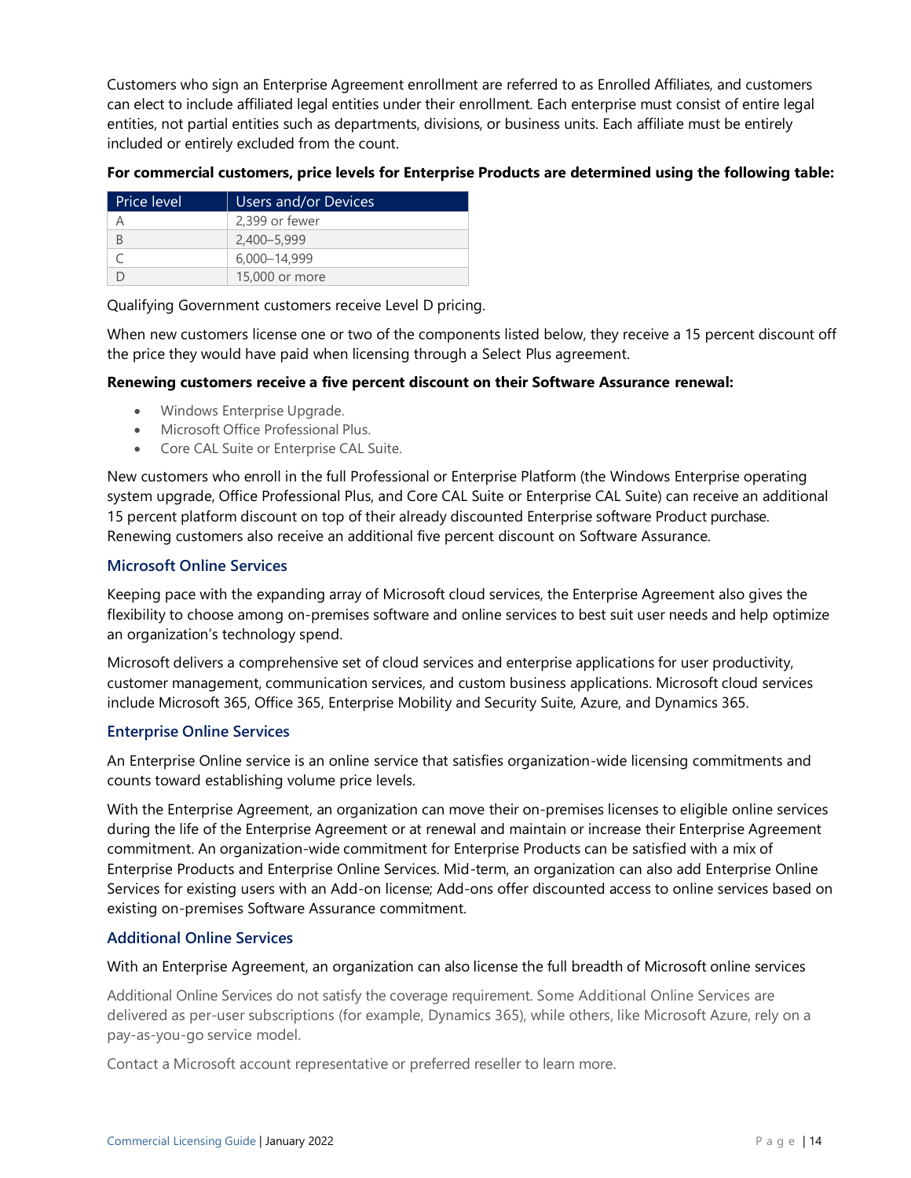Customers who sign an Enterprise Agreement enrollment are referred to as Enrolled Affiliates, and customers can elect to include affiliated legal entities under their enrollment. Each enterprise must consist of entire legal entities, not partial entities such as departments, divisions, or business units. Each affiliate must be entirely included or entirely excluded from the count.

**For commercial customers, price levels for Enterprise Products are determined using the following table:**

| Price level | Users and/or Devices |
|---|---|
| A | 2,399 or fewer |
| B | 2,400–5,999 |
| C | 6,000–14,999 |
| D | 15,000 or more |

Qualifying Government customers receive Level D pricing.

When new customers license one or two of the components listed below, they receive a 15 percent discount off the price they would have paid when licensing through a Select Plus agreement.

**Renewing customers receive a five percent discount on their Software Assurance renewal:**

- Windows Enterprise Upgrade.
- Microsoft Office Professional Plus.
- Core CAL Suite or Enterprise CAL Suite.

New customers who enroll in the full Professional or Enterprise Platform (the Windows Enterprise operating system upgrade, Office Professional Plus, and Core CAL Suite or Enterprise CAL Suite) can receive an additional 15 percent platform discount on top of their already discounted Enterprise software Product purchase. Renewing customers also receive an additional five percent discount on Software Assurance.

### Microsoft Online Services

Keeping pace with the expanding array of Microsoft cloud services, the Enterprise Agreement also gives the flexibility to choose among on-premises software and online services to best suit user needs and help optimize an organization's technology spend.

Microsoft delivers a comprehensive set of cloud services and enterprise applications for user productivity, customer management, communication services, and custom business applications. Microsoft cloud services include Microsoft 365, Office 365, Enterprise Mobility and Security Suite, Azure, and Dynamics 365.

### Enterprise Online Services

An Enterprise Online service is an online service that satisfies organization-wide licensing commitments and counts toward establishing volume price levels.

With the Enterprise Agreement, an organization can move their on-premises licenses to eligible online services during the life of the Enterprise Agreement or at renewal and maintain or increase their Enterprise Agreement commitment. An organization-wide commitment for Enterprise Products can be satisfied with a mix of Enterprise Products and Enterprise Online Services. Mid-term, an organization can also add Enterprise Online Services for existing users with an Add-on license; Add-ons offer discounted access to online services based on existing on-premises Software Assurance commitment.

### Additional Online Services

With an Enterprise Agreement, an organization can also license the full breadth of Microsoft online services

Additional Online Services do not satisfy the coverage requirement. Some Additional Online Services are delivered as per-user subscriptions (for example, Dynamics 365), while others, like Microsoft Azure, rely on a pay-as-you-go service model.

Contact a Microsoft account representative or preferred reseller to learn more.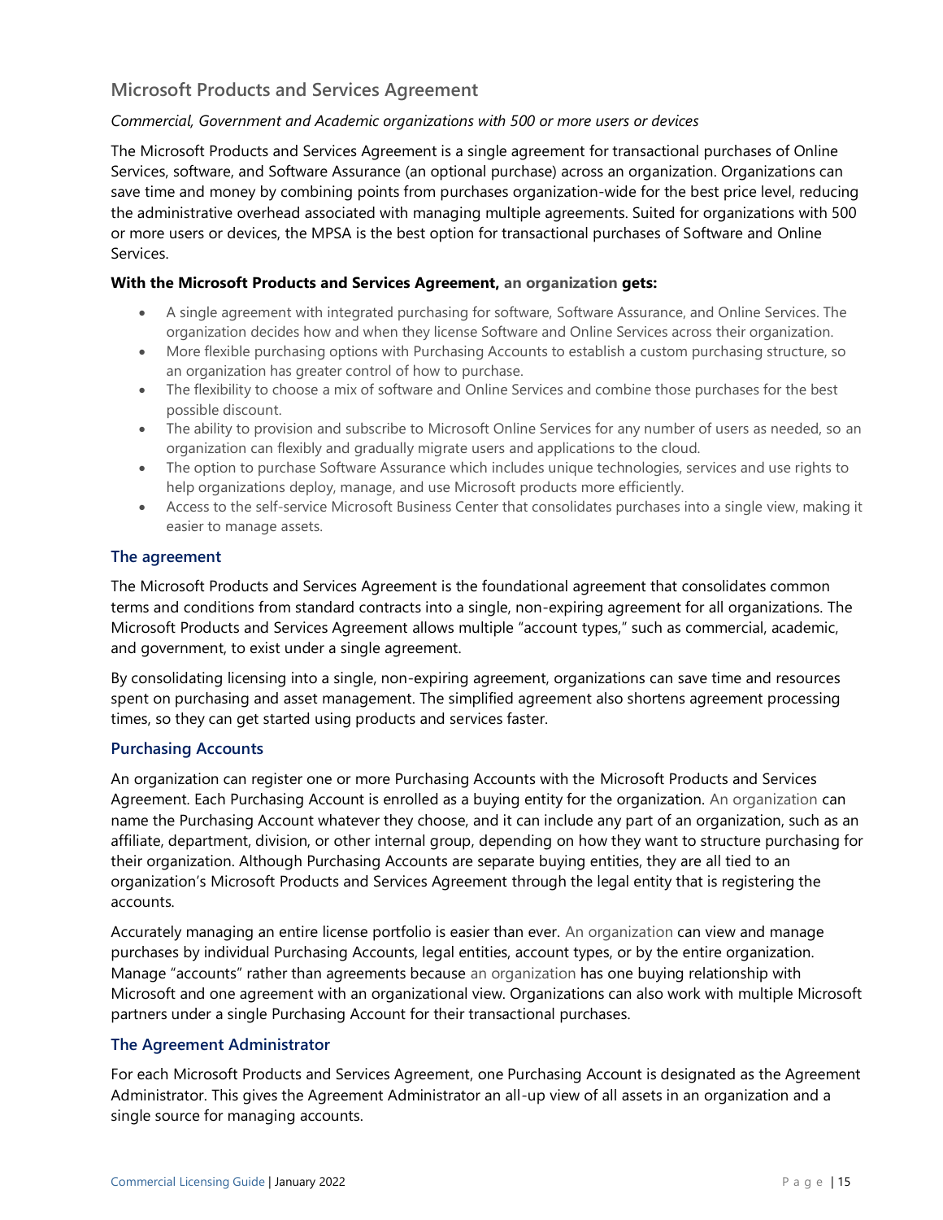## Microsoft Products and Services Agreement

*Commercial, Government and Academic organizations with 500 or more users or devices*

The Microsoft Products and Services Agreement is a single agreement for transactional purchases of Online Services, software, and Software Assurance (an optional purchase) across an organization. Organizations can save time and money by combining points from purchases organization-wide for the best price level, reducing the administrative overhead associated with managing multiple agreements. Suited for organizations with 500 or more users or devices, the MPSA is the best option for transactional purchases of Software and Online Services.

**With the Microsoft Products and Services Agreement, an organization gets:**

- A single agreement with integrated purchasing for software, Software Assurance, and Online Services. The organization decides how and when they license Software and Online Services across their organization.
- More flexible purchasing options with Purchasing Accounts to establish a custom purchasing structure, so an organization has greater control of how to purchase.
- The flexibility to choose a mix of software and Online Services and combine those purchases for the best possible discount.
- The ability to provision and subscribe to Microsoft Online Services for any number of users as needed, so an organization can flexibly and gradually migrate users and applications to the cloud.
- The option to purchase Software Assurance which includes unique technologies, services and use rights to help organizations deploy, manage, and use Microsoft products more efficiently.
- Access to the self-service Microsoft Business Center that consolidates purchases into a single view, making it easier to manage assets.

### The agreement

The Microsoft Products and Services Agreement is the foundational agreement that consolidates common terms and conditions from standard contracts into a single, non-expiring agreement for all organizations. The Microsoft Products and Services Agreement allows multiple "account types," such as commercial, academic, and government, to exist under a single agreement.

By consolidating licensing into a single, non-expiring agreement, organizations can save time and resources spent on purchasing and asset management. The simplified agreement also shortens agreement processing times, so they can get started using products and services faster.

### Purchasing Accounts

An organization can register one or more Purchasing Accounts with the Microsoft Products and Services Agreement. Each Purchasing Account is enrolled as a buying entity for the organization. An organization can name the Purchasing Account whatever they choose, and it can include any part of an organization, such as an affiliate, department, division, or other internal group, depending on how they want to structure purchasing for their organization. Although Purchasing Accounts are separate buying entities, they are all tied to an organization's Microsoft Products and Services Agreement through the legal entity that is registering the accounts.

Accurately managing an entire license portfolio is easier than ever. An organization can view and manage purchases by individual Purchasing Accounts, legal entities, account types, or by the entire organization. Manage "accounts" rather than agreements because an organization has one buying relationship with Microsoft and one agreement with an organizational view. Organizations can also work with multiple Microsoft partners under a single Purchasing Account for their transactional purchases.

### The Agreement Administrator

For each Microsoft Products and Services Agreement, one Purchasing Account is designated as the Agreement Administrator. This gives the Agreement Administrator an all-up view of all assets in an organization and a single source for managing accounts.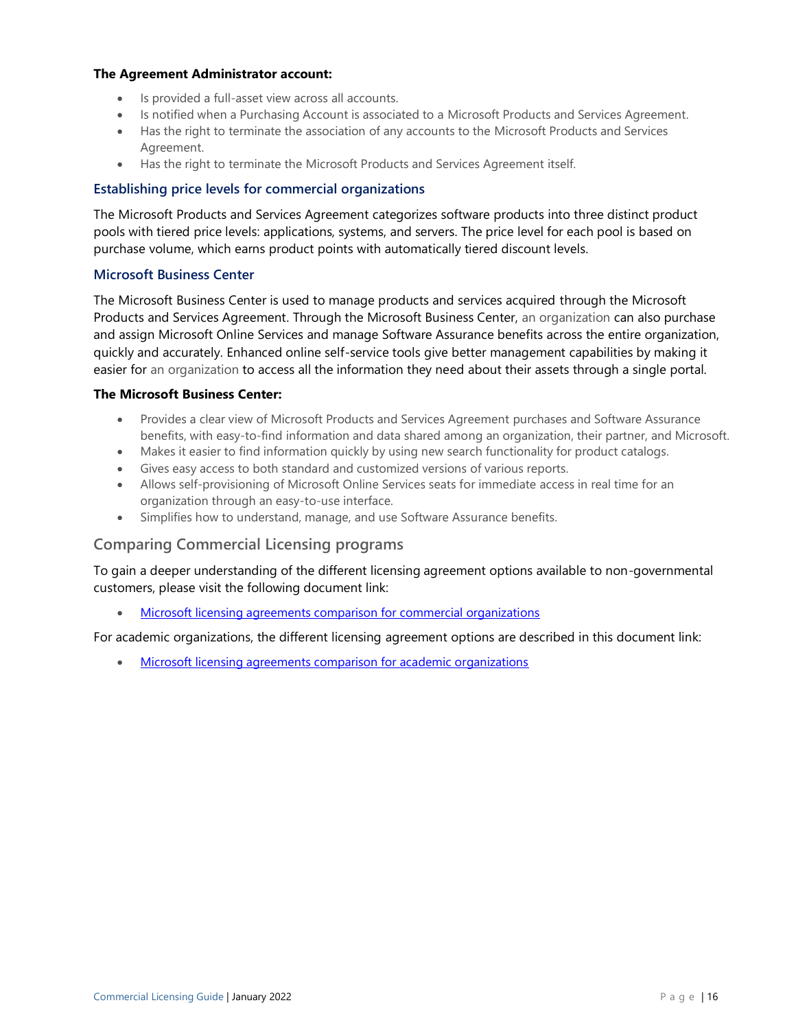**The Agreement Administrator account:**

- Is provided a full-asset view across all accounts.
- Is notified when a Purchasing Account is associated to a Microsoft Products and Services Agreement.
- Has the right to terminate the association of any accounts to the Microsoft Products and Services Agreement.
- Has the right to terminate the Microsoft Products and Services Agreement itself.

### Establishing price levels for commercial organizations

The Microsoft Products and Services Agreement categorizes software products into three distinct product pools with tiered price levels: applications, systems, and servers. The price level for each pool is based on purchase volume, which earns product points with automatically tiered discount levels.

### Microsoft Business Center

The Microsoft Business Center is used to manage products and services acquired through the Microsoft Products and Services Agreement. Through the Microsoft Business Center, an organization can also purchase and assign Microsoft Online Services and manage Software Assurance benefits across the entire organization, quickly and accurately. Enhanced online self-service tools give better management capabilities by making it easier for an organization to access all the information they need about their assets through a single portal.

**The Microsoft Business Center:**

- Provides a clear view of Microsoft Products and Services Agreement purchases and Software Assurance benefits, with easy-to-find information and data shared among an organization, their partner, and Microsoft.
- Makes it easier to find information quickly by using new search functionality for product catalogs.
- Gives easy access to both standard and customized versions of various reports.
- Allows self-provisioning of Microsoft Online Services seats for immediate access in real time for an organization through an easy-to-use interface.
- Simplifies how to understand, manage, and use Software Assurance benefits.

## Comparing Commercial Licensing programs

To gain a deeper understanding of the different licensing agreement options available to non-governmental customers, please visit the following document link:

- Microsoft licensing agreements comparison for commercial organizations

For academic organizations, the different licensing agreement options are described in this document link:

- Microsoft licensing agreements comparison for academic organizations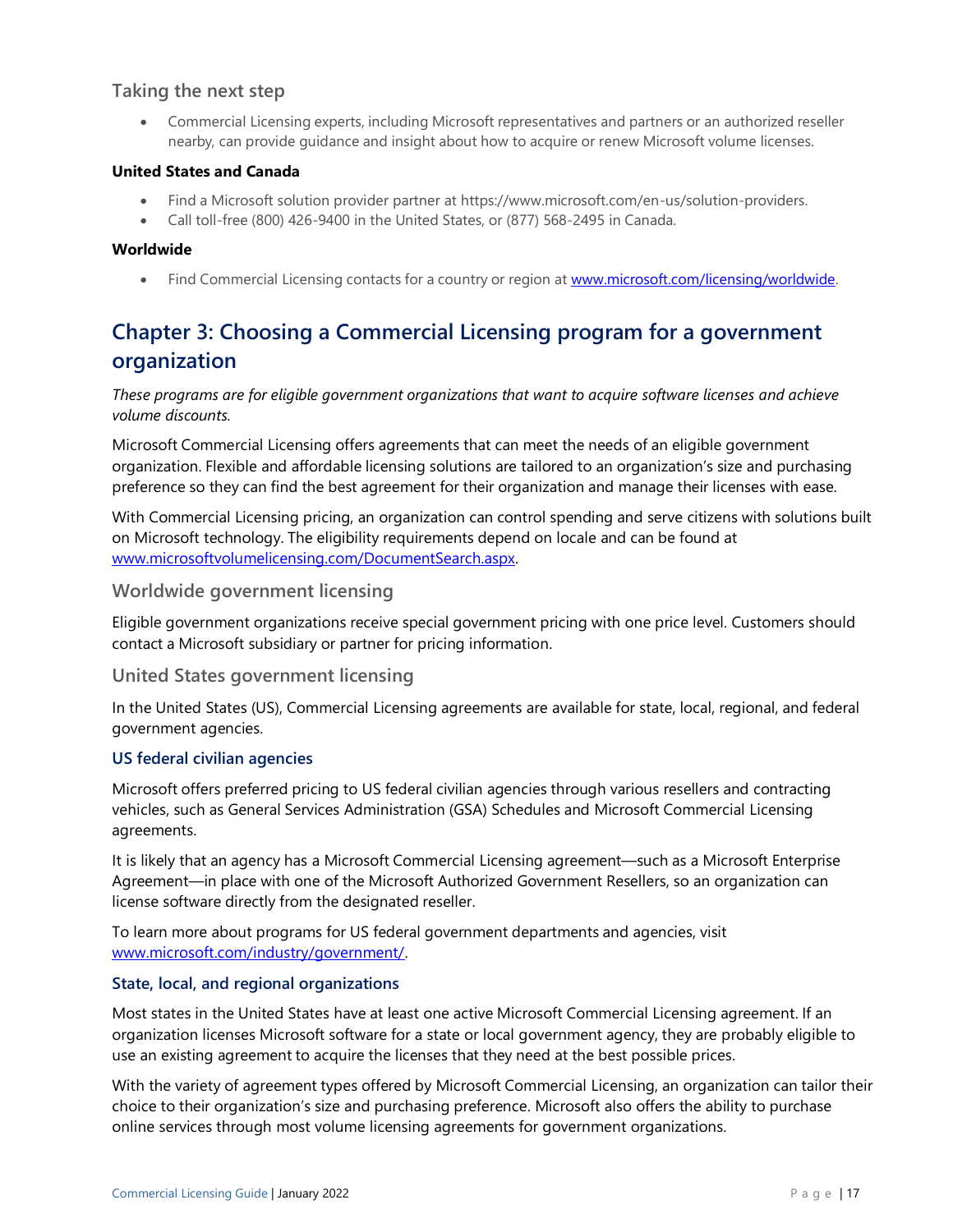### Taking the next step

- Commercial Licensing experts, including Microsoft representatives and partners or an authorized reseller nearby, can provide guidance and insight about how to acquire or renew Microsoft volume licenses.

**United States and Canada**

- Find a Microsoft solution provider partner at https://www.microsoft.com/en-us/solution-providers.
- Call toll-free (800) 426-9400 in the United States, or (877) 568-2495 in Canada.

**Worldwide**

- Find Commercial Licensing contacts for a country or region at [www.microsoft.com/licensing/worldwide](www.microsoft.com/licensing/worldwide).

## Chapter 3: Choosing a Commercial Licensing program for a government organization

*These programs are for eligible government organizations that want to acquire software licenses and achieve volume discounts.*

Microsoft Commercial Licensing offers agreements that can meet the needs of an eligible government organization. Flexible and affordable licensing solutions are tailored to an organization's size and purchasing preference so they can find the best agreement for their organization and manage their licenses with ease.

With Commercial Licensing pricing, an organization can control spending and serve citizens with solutions built on Microsoft technology. The eligibility requirements depend on locale and can be found at [www.microsoftvolumelicensing.com/DocumentSearch.aspx](www.microsoftvolumelicensing.com/DocumentSearch.aspx).

### Worldwide government licensing

Eligible government organizations receive special government pricing with one price level. Customers should contact a Microsoft subsidiary or partner for pricing information.

### United States government licensing

In the United States (US), Commercial Licensing agreements are available for state, local, regional, and federal government agencies.

#### US federal civilian agencies

Microsoft offers preferred pricing to US federal civilian agencies through various resellers and contracting vehicles, such as General Services Administration (GSA) Schedules and Microsoft Commercial Licensing agreements.

It is likely that an agency has a Microsoft Commercial Licensing agreement—such as a Microsoft Enterprise Agreement—in place with one of the Microsoft Authorized Government Resellers, so an organization can license software directly from the designated reseller.

To learn more about programs for US federal government departments and agencies, visit [www.microsoft.com/industry/government/](www.microsoft.com/industry/government/).

#### State, local, and regional organizations

Most states in the United States have at least one active Microsoft Commercial Licensing agreement. If an organization licenses Microsoft software for a state or local government agency, they are probably eligible to use an existing agreement to acquire the licenses that they need at the best possible prices.

With the variety of agreement types offered by Microsoft Commercial Licensing, an organization can tailor their choice to their organization's size and purchasing preference. Microsoft also offers the ability to purchase online services through most volume licensing agreements for government organizations.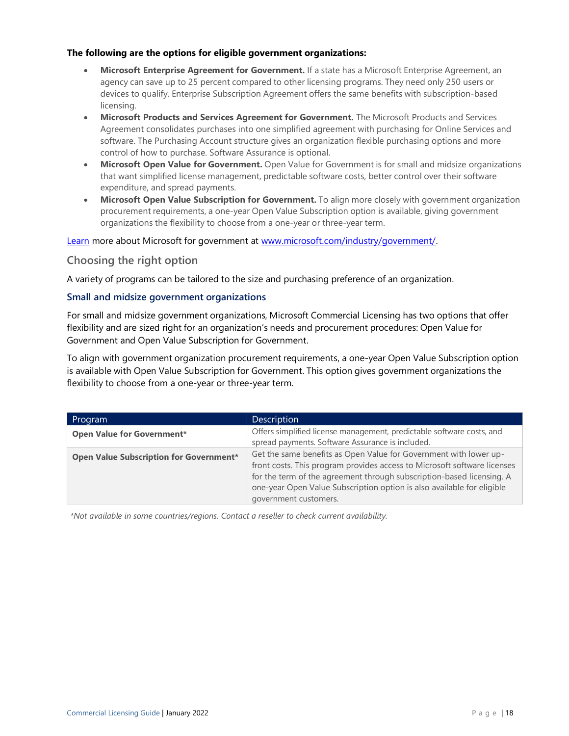**The following are the options for eligible government organizations:**

- **Microsoft Enterprise Agreement for Government.** If a state has a Microsoft Enterprise Agreement, an agency can save up to 25 percent compared to other licensing programs. They need only 250 users or devices to qualify. Enterprise Subscription Agreement offers the same benefits with subscription-based licensing.
- **Microsoft Products and Services Agreement for Government.** The Microsoft Products and Services Agreement consolidates purchases into one simplified agreement with purchasing for Online Services and software. The Purchasing Account structure gives an organization flexible purchasing options and more control of how to purchase. Software Assurance is optional.
- **Microsoft Open Value for Government.** Open Value for Government is for small and midsize organizations that want simplified license management, predictable software costs, better control over their software expenditure, and spread payments.
- **Microsoft Open Value Subscription for Government.** To align more closely with government organization procurement requirements, a one-year Open Value Subscription option is available, giving government organizations the flexibility to choose from a one-year or three-year term.

Learn more about Microsoft for government at www.microsoft.com/industry/government/.

## Choosing the right option

A variety of programs can be tailored to the size and purchasing preference of an organization.

### Small and midsize government organizations

For small and midsize government organizations, Microsoft Commercial Licensing has two options that offer flexibility and are sized right for an organization's needs and procurement procedures: Open Value for Government and Open Value Subscription for Government.

To align with government organization procurement requirements, a one-year Open Value Subscription option is available with Open Value Subscription for Government. This option gives government organizations the flexibility to choose from a one-year or three-year term.

| Program | Description |
|---|---|
| **Open Value for Government*** | Offers simplified license management, predictable software costs, and spread payments. Software Assurance is included. |
| **Open Value Subscription for Government*** | Get the same benefits as Open Value for Government with lower up-front costs. This program provides access to Microsoft software licenses for the term of the agreement through subscription-based licensing. A one-year Open Value Subscription option is also available for eligible government customers. |

*\*Not available in some countries/regions. Contact a reseller to check current availability.*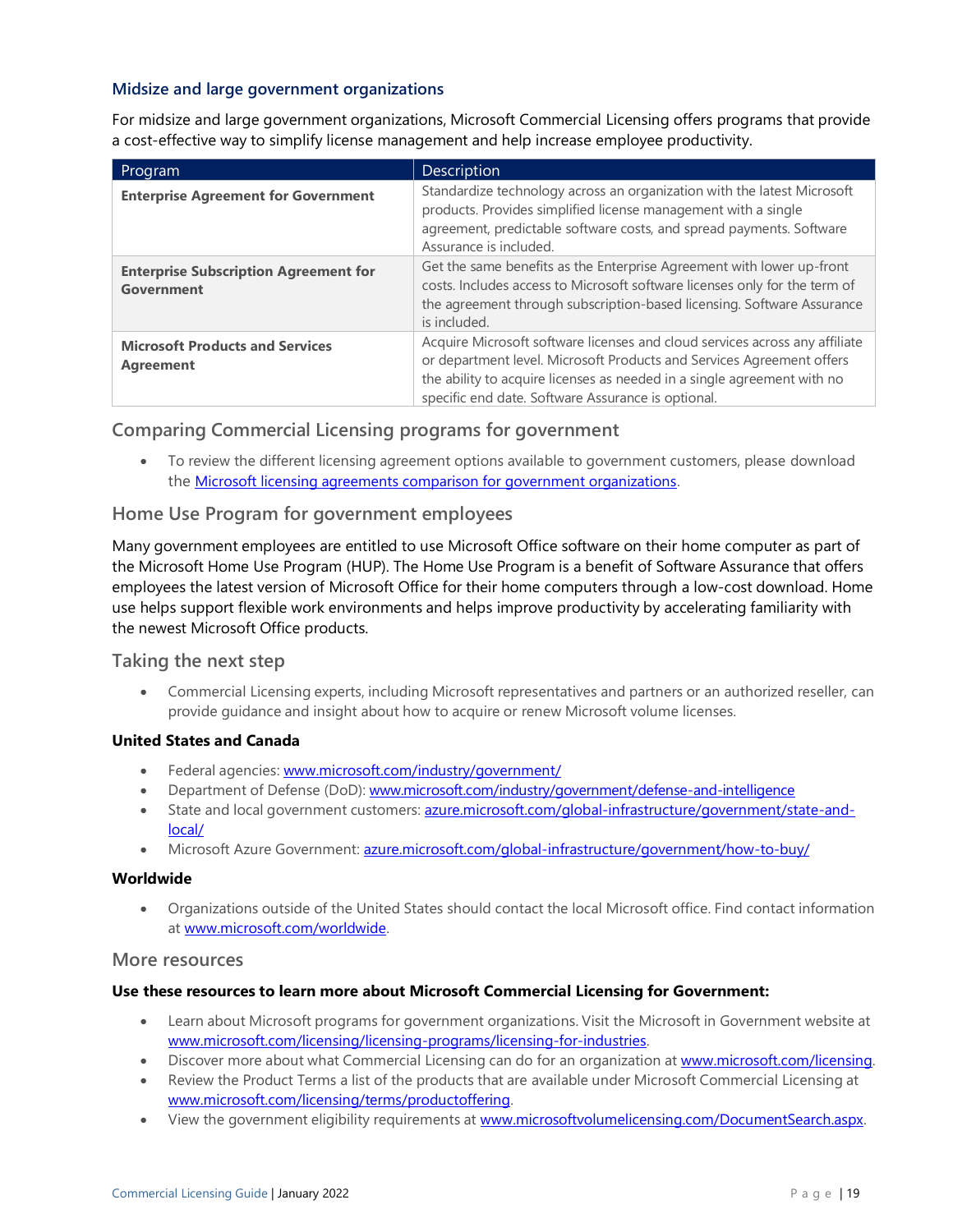### Midsize and large government organizations

For midsize and large government organizations, Microsoft Commercial Licensing offers programs that provide a cost-effective way to simplify license management and help increase employee productivity.

| Program | Description |
|---|---|
| **Enterprise Agreement for Government** | Standardize technology across an organization with the latest Microsoft products. Provides simplified license management with a single agreement, predictable software costs, and spread payments. Software Assurance is included. |
| **Enterprise Subscription Agreement for Government** | Get the same benefits as the Enterprise Agreement with lower up-front costs. Includes access to Microsoft software licenses only for the term of the agreement through subscription-based licensing. Software Assurance is included. |
| **Microsoft Products and Services Agreement** | Acquire Microsoft software licenses and cloud services across any affiliate or department level. Microsoft Products and Services Agreement offers the ability to acquire licenses as needed in a single agreement with no specific end date. Software Assurance is optional. |

## Comparing Commercial Licensing programs for government

- To review the different licensing agreement options available to government customers, please download the Microsoft licensing agreements comparison for government organizations.

## Home Use Program for government employees

Many government employees are entitled to use Microsoft Office software on their home computer as part of the Microsoft Home Use Program (HUP). The Home Use Program is a benefit of Software Assurance that offers employees the latest version of Microsoft Office for their home computers through a low-cost download. Home use helps support flexible work environments and helps improve productivity by accelerating familiarity with the newest Microsoft Office products.

## Taking the next step

- Commercial Licensing experts, including Microsoft representatives and partners or an authorized reseller, can provide guidance and insight about how to acquire or renew Microsoft volume licenses.

**United States and Canada**

- Federal agencies: www.microsoft.com/industry/government/
- Department of Defense (DoD): www.microsoft.com/industry/government/defense-and-intelligence
- State and local government customers: azure.microsoft.com/global-infrastructure/government/state-and-local/
- Microsoft Azure Government: azure.microsoft.com/global-infrastructure/government/how-to-buy/

**Worldwide**

- Organizations outside of the United States should contact the local Microsoft office. Find contact information at www.microsoft.com/worldwide.

## More resources

**Use these resources to learn more about Microsoft Commercial Licensing for Government:**

- Learn about Microsoft programs for government organizations. Visit the Microsoft in Government website at www.microsoft.com/licensing/licensing-programs/licensing-for-industries.
- Discover more about what Commercial Licensing can do for an organization at www.microsoft.com/licensing.
- Review the Product Terms a list of the products that are available under Microsoft Commercial Licensing at www.microsoft.com/licensing/terms/productoffering.
- View the government eligibility requirements at www.microsoftvolumelicensing.com/DocumentSearch.aspx.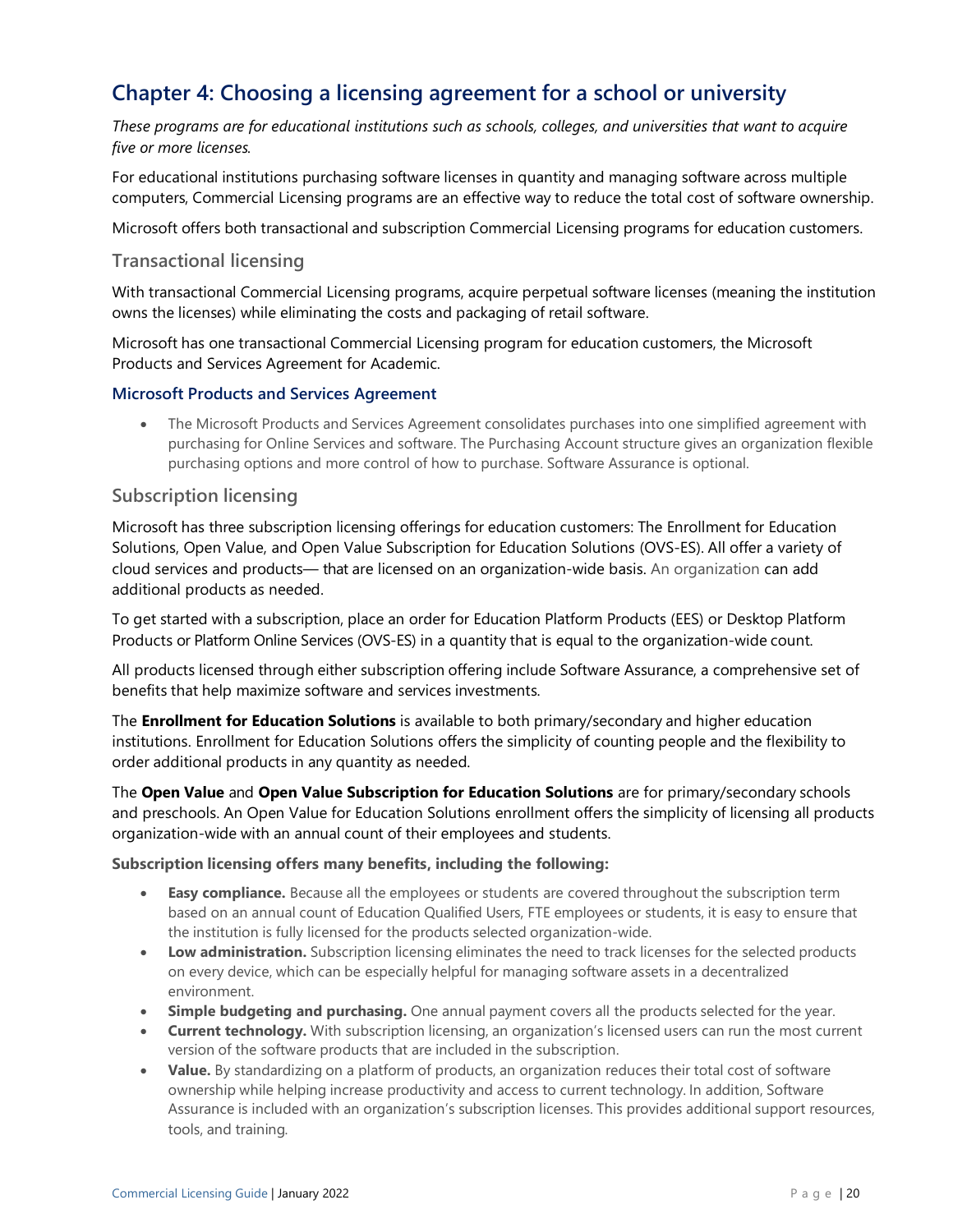## Chapter 4: Choosing a licensing agreement for a school or university

*These programs are for educational institutions such as schools, colleges, and universities that want to acquire five or more licenses.*

For educational institutions purchasing software licenses in quantity and managing software across multiple computers, Commercial Licensing programs are an effective way to reduce the total cost of software ownership.

Microsoft offers both transactional and subscription Commercial Licensing programs for education customers.

### Transactional licensing

With transactional Commercial Licensing programs, acquire perpetual software licenses (meaning the institution owns the licenses) while eliminating the costs and packaging of retail software.

Microsoft has one transactional Commercial Licensing program for education customers, the Microsoft Products and Services Agreement for Academic.

#### Microsoft Products and Services Agreement

- The Microsoft Products and Services Agreement consolidates purchases into one simplified agreement with purchasing for Online Services and software. The Purchasing Account structure gives an organization flexible purchasing options and more control of how to purchase. Software Assurance is optional.

### Subscription licensing

Microsoft has three subscription licensing offerings for education customers: The Enrollment for Education Solutions, Open Value, and Open Value Subscription for Education Solutions (OVS-ES). All offer a variety of cloud services and products— that are licensed on an organization-wide basis. An organization can add additional products as needed.

To get started with a subscription, place an order for Education Platform Products (EES) or Desktop Platform Products or Platform Online Services (OVS-ES) in a quantity that is equal to the organization-wide count.

All products licensed through either subscription offering include Software Assurance, a comprehensive set of benefits that help maximize software and services investments.

The **Enrollment for Education Solutions** is available to both primary/secondary and higher education institutions. Enrollment for Education Solutions offers the simplicity of counting people and the flexibility to order additional products in any quantity as needed.

The **Open Value** and **Open Value Subscription for Education Solutions** are for primary/secondary schools and preschools. An Open Value for Education Solutions enrollment offers the simplicity of licensing all products organization-wide with an annual count of their employees and students.

**Subscription licensing offers many benefits, including the following:**

- **Easy compliance.** Because all the employees or students are covered throughout the subscription term based on an annual count of Education Qualified Users, FTE employees or students, it is easy to ensure that the institution is fully licensed for the products selected organization-wide.
- **Low administration.** Subscription licensing eliminates the need to track licenses for the selected products on every device, which can be especially helpful for managing software assets in a decentralized environment.
- **Simple budgeting and purchasing.** One annual payment covers all the products selected for the year.
- **Current technology.** With subscription licensing, an organization's licensed users can run the most current version of the software products that are included in the subscription.
- **Value.** By standardizing on a platform of products, an organization reduces their total cost of software ownership while helping increase productivity and access to current technology. In addition, Software Assurance is included with an organization's subscription licenses. This provides additional support resources, tools, and training.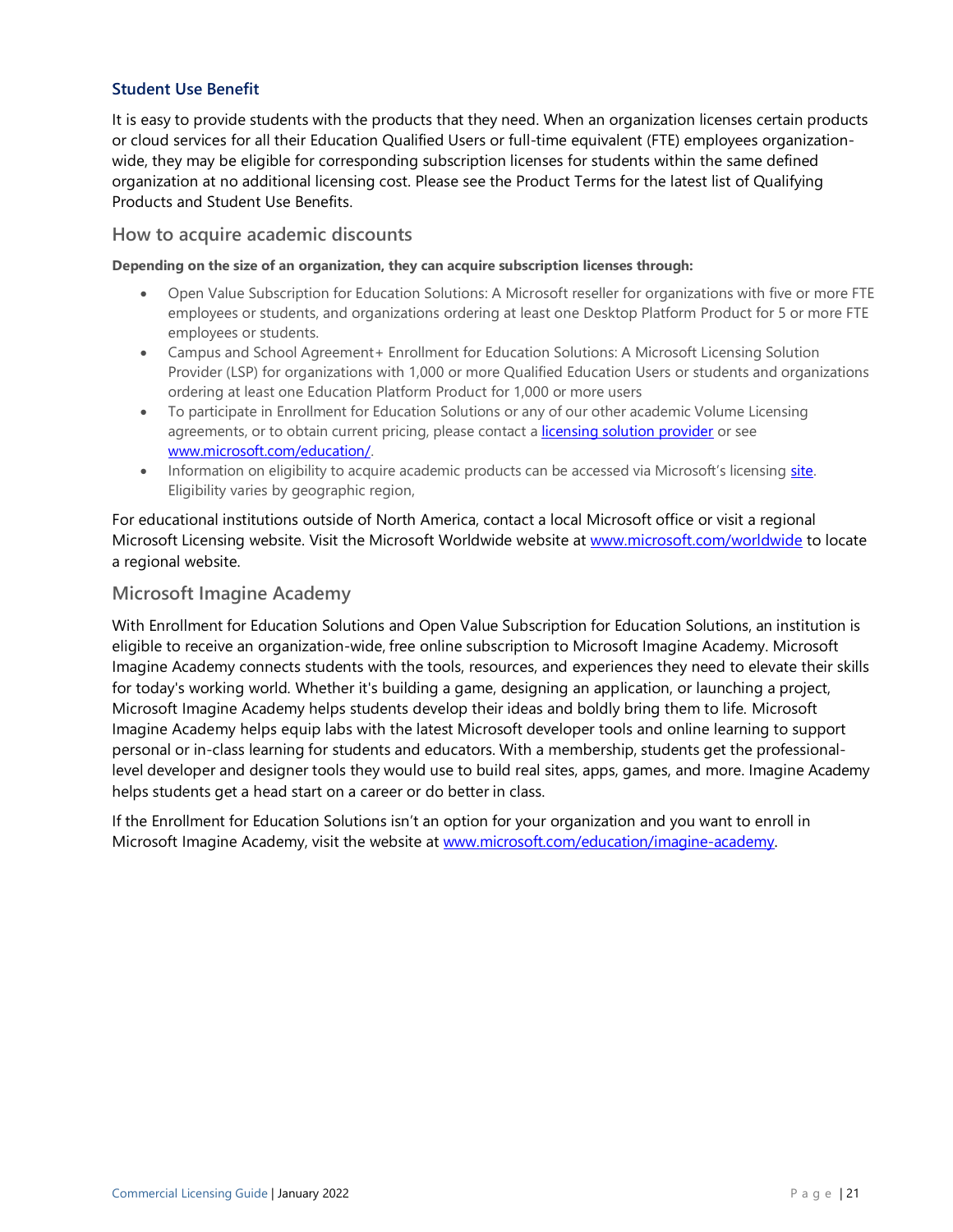### Student Use Benefit

It is easy to provide students with the products that they need. When an organization licenses certain products or cloud services for all their Education Qualified Users or full-time equivalent (FTE) employees organization-wide, they may be eligible for corresponding subscription licenses for students within the same defined organization at no additional licensing cost. Please see the Product Terms for the latest list of Qualifying Products and Student Use Benefits.

## How to acquire academic discounts

**Depending on the size of an organization, they can acquire subscription licenses through:**

- Open Value Subscription for Education Solutions: A Microsoft reseller for organizations with five or more FTE employees or students, and organizations ordering at least one Desktop Platform Product for 5 or more FTE employees or students.
- Campus and School Agreement+ Enrollment for Education Solutions: A Microsoft Licensing Solution Provider (LSP) for organizations with 1,000 or more Qualified Education Users or students and organizations ordering at least one Education Platform Product for 1,000 or more users
- To participate in Enrollment for Education Solutions or any of our other academic Volume Licensing agreements, or to obtain current pricing, please contact a [licensing solution provider] or see [www.microsoft.com/education/].
- Information on eligibility to acquire academic products can be accessed via Microsoft's licensing [site]. Eligibility varies by geographic region,

For educational institutions outside of North America, contact a local Microsoft office or visit a regional Microsoft Licensing website. Visit the Microsoft Worldwide website at [www.microsoft.com/worldwide] to locate a regional website.

## Microsoft Imagine Academy

With Enrollment for Education Solutions and Open Value Subscription for Education Solutions, an institution is eligible to receive an organization-wide, free online subscription to Microsoft Imagine Academy. Microsoft Imagine Academy connects students with the tools, resources, and experiences they need to elevate their skills for today's working world. Whether it's building a game, designing an application, or launching a project, Microsoft Imagine Academy helps students develop their ideas and boldly bring them to life. Microsoft Imagine Academy helps equip labs with the latest Microsoft developer tools and online learning to support personal or in-class learning for students and educators. With a membership, students get the professional-level developer and designer tools they would use to build real sites, apps, games, and more. Imagine Academy helps students get a head start on a career or do better in class.

If the Enrollment for Education Solutions isn't an option for your organization and you want to enroll in Microsoft Imagine Academy, visit the website at [www.microsoft.com/education/imagine-academy].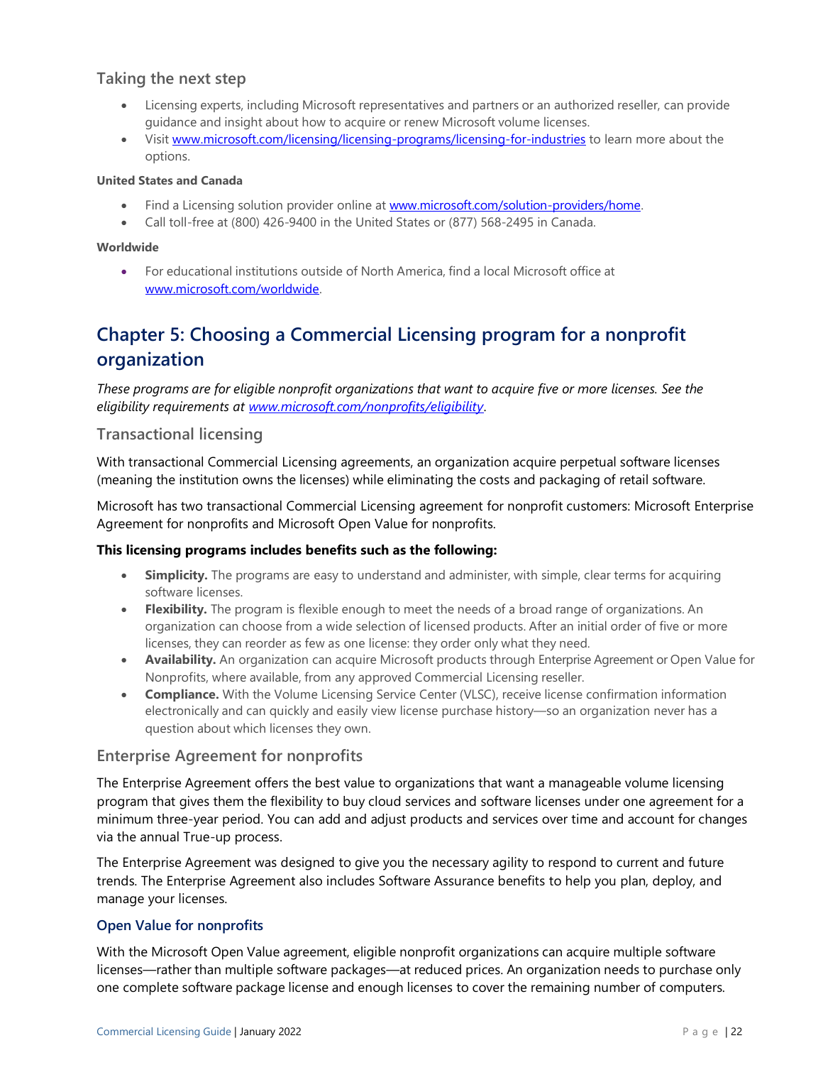### Taking the next step

- Licensing experts, including Microsoft representatives and partners or an authorized reseller, can provide guidance and insight about how to acquire or renew Microsoft volume licenses.
- Visit [www.microsoft.com/licensing/licensing-programs/licensing-for-industries](www.microsoft.com/licensing/licensing-programs/licensing-for-industries) to learn more about the options.

**United States and Canada**

- Find a Licensing solution provider online at [www.microsoft.com/solution-providers/home](www.microsoft.com/solution-providers/home).
- Call toll-free at (800) 426-9400 in the United States or (877) 568-2495 in Canada.

**Worldwide**

- For educational institutions outside of North America, find a local Microsoft office at [www.microsoft.com/worldwide](www.microsoft.com/worldwide).

## Chapter 5: Choosing a Commercial Licensing program for a nonprofit organization

*These programs are for eligible nonprofit organizations that want to acquire five or more licenses. See the eligibility requirements at [www.microsoft.com/nonprofits/eligibility](www.microsoft.com/nonprofits/eligibility).*

### Transactional licensing

With transactional Commercial Licensing agreements, an organization acquire perpetual software licenses (meaning the institution owns the licenses) while eliminating the costs and packaging of retail software.

Microsoft has two transactional Commercial Licensing agreement for nonprofit customers: Microsoft Enterprise Agreement for nonprofits and Microsoft Open Value for nonprofits.

**This licensing programs includes benefits such as the following:**

- **Simplicity.** The programs are easy to understand and administer, with simple, clear terms for acquiring software licenses.
- **Flexibility.** The program is flexible enough to meet the needs of a broad range of organizations. An organization can choose from a wide selection of licensed products. After an initial order of five or more licenses, they can reorder as few as one license: they order only what they need.
- **Availability.** An organization can acquire Microsoft products through Enterprise Agreement or Open Value for Nonprofits, where available, from any approved Commercial Licensing reseller.
- **Compliance.** With the Volume Licensing Service Center (VLSC), receive license confirmation information electronically and can quickly and easily view license purchase history—so an organization never has a question about which licenses they own.

### Enterprise Agreement for nonprofits

The Enterprise Agreement offers the best value to organizations that want a manageable volume licensing program that gives them the flexibility to buy cloud services and software licenses under one agreement for a minimum three-year period. You can add and adjust products and services over time and account for changes via the annual True-up process.

The Enterprise Agreement was designed to give you the necessary agility to respond to current and future trends. The Enterprise Agreement also includes Software Assurance benefits to help you plan, deploy, and manage your licenses.

#### Open Value for nonprofits

With the Microsoft Open Value agreement, eligible nonprofit organizations can acquire multiple software licenses—rather than multiple software packages—at reduced prices. An organization needs to purchase only one complete software package license and enough licenses to cover the remaining number of computers.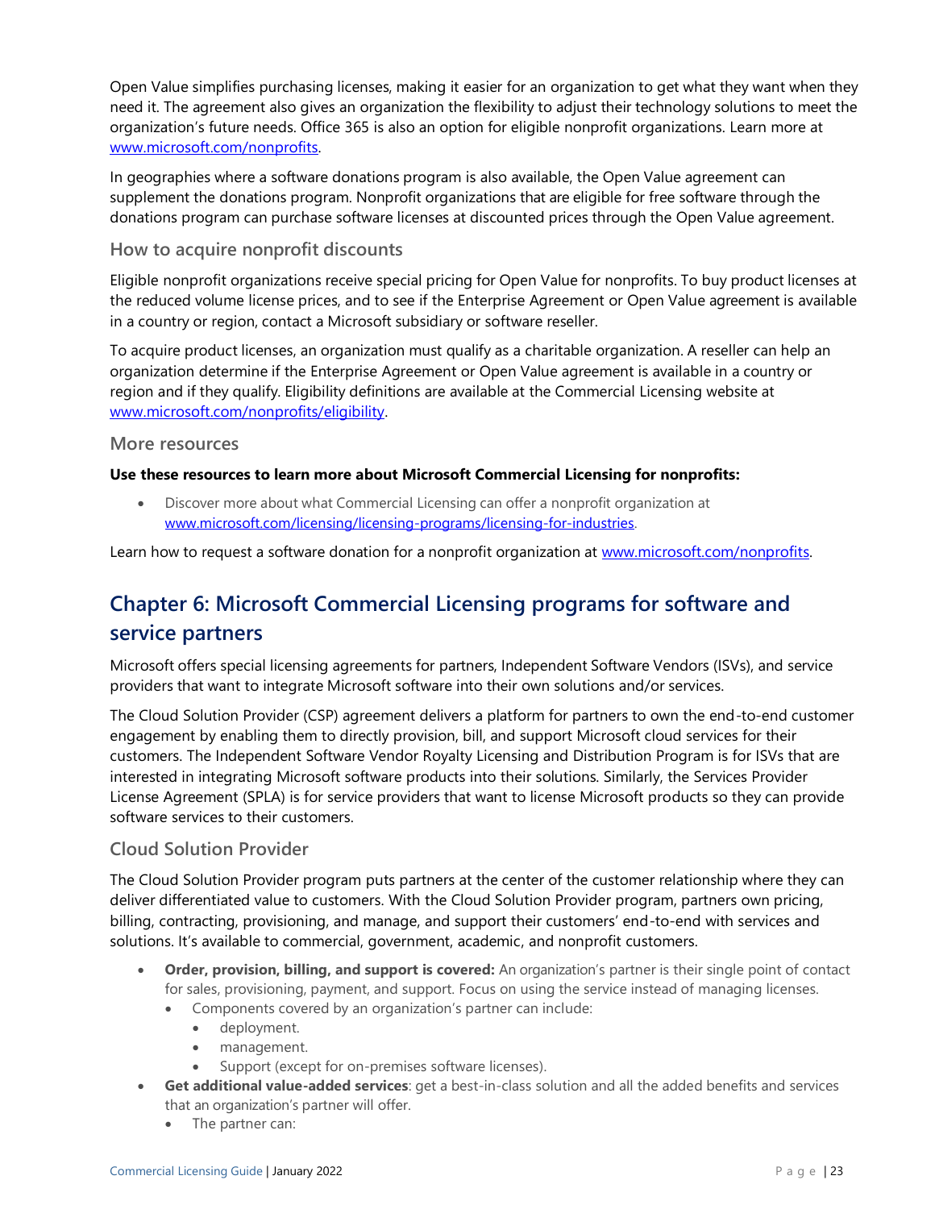Open Value simplifies purchasing licenses, making it easier for an organization to get what they want when they need it. The agreement also gives an organization the flexibility to adjust their technology solutions to meet the organization's future needs. Office 365 is also an option for eligible nonprofit organizations. Learn more at [www.microsoft.com/nonprofits](www.microsoft.com/nonprofits).

In geographies where a software donations program is also available, the Open Value agreement can supplement the donations program. Nonprofit organizations that are eligible for free software through the donations program can purchase software licenses at discounted prices through the Open Value agreement.

### How to acquire nonprofit discounts

Eligible nonprofit organizations receive special pricing for Open Value for nonprofits. To buy product licenses at the reduced volume license prices, and to see if the Enterprise Agreement or Open Value agreement is available in a country or region, contact a Microsoft subsidiary or software reseller.

To acquire product licenses, an organization must qualify as a charitable organization. A reseller can help an organization determine if the Enterprise Agreement or Open Value agreement is available in a country or region and if they qualify. Eligibility definitions are available at the Commercial Licensing website at [www.microsoft.com/nonprofits/eligibility](www.microsoft.com/nonprofits/eligibility).

### More resources

**Use these resources to learn more about Microsoft Commercial Licensing for nonprofits:**

- Discover more about what Commercial Licensing can offer a nonprofit organization at [www.microsoft.com/licensing/licensing-programs/licensing-for-industries](www.microsoft.com/licensing/licensing-programs/licensing-for-industries).

Learn how to request a software donation for a nonprofit organization at [www.microsoft.com/nonprofits](www.microsoft.com/nonprofits).

## Chapter 6: Microsoft Commercial Licensing programs for software and service partners

Microsoft offers special licensing agreements for partners, Independent Software Vendors (ISVs), and service providers that want to integrate Microsoft software into their own solutions and/or services.

The Cloud Solution Provider (CSP) agreement delivers a platform for partners to own the end-to-end customer engagement by enabling them to directly provision, bill, and support Microsoft cloud services for their customers. The Independent Software Vendor Royalty Licensing and Distribution Program is for ISVs that are interested in integrating Microsoft software products into their solutions. Similarly, the Services Provider License Agreement (SPLA) is for service providers that want to license Microsoft products so they can provide software services to their customers.

### Cloud Solution Provider

The Cloud Solution Provider program puts partners at the center of the customer relationship where they can deliver differentiated value to customers. With the Cloud Solution Provider program, partners own pricing, billing, contracting, provisioning, and manage, and support their customers' end-to-end with services and solutions. It's available to commercial, government, academic, and nonprofit customers.

- **Order, provision, billing, and support is covered:** An organization's partner is their single point of contact for sales, provisioning, payment, and support. Focus on using the service instead of managing licenses.
  - Components covered by an organization's partner can include:
    - deployment.
    - management.
    - Support (except for on-premises software licenses).
- **Get additional value-added services**: get a best-in-class solution and all the added benefits and services that an organization's partner will offer.
  - The partner can: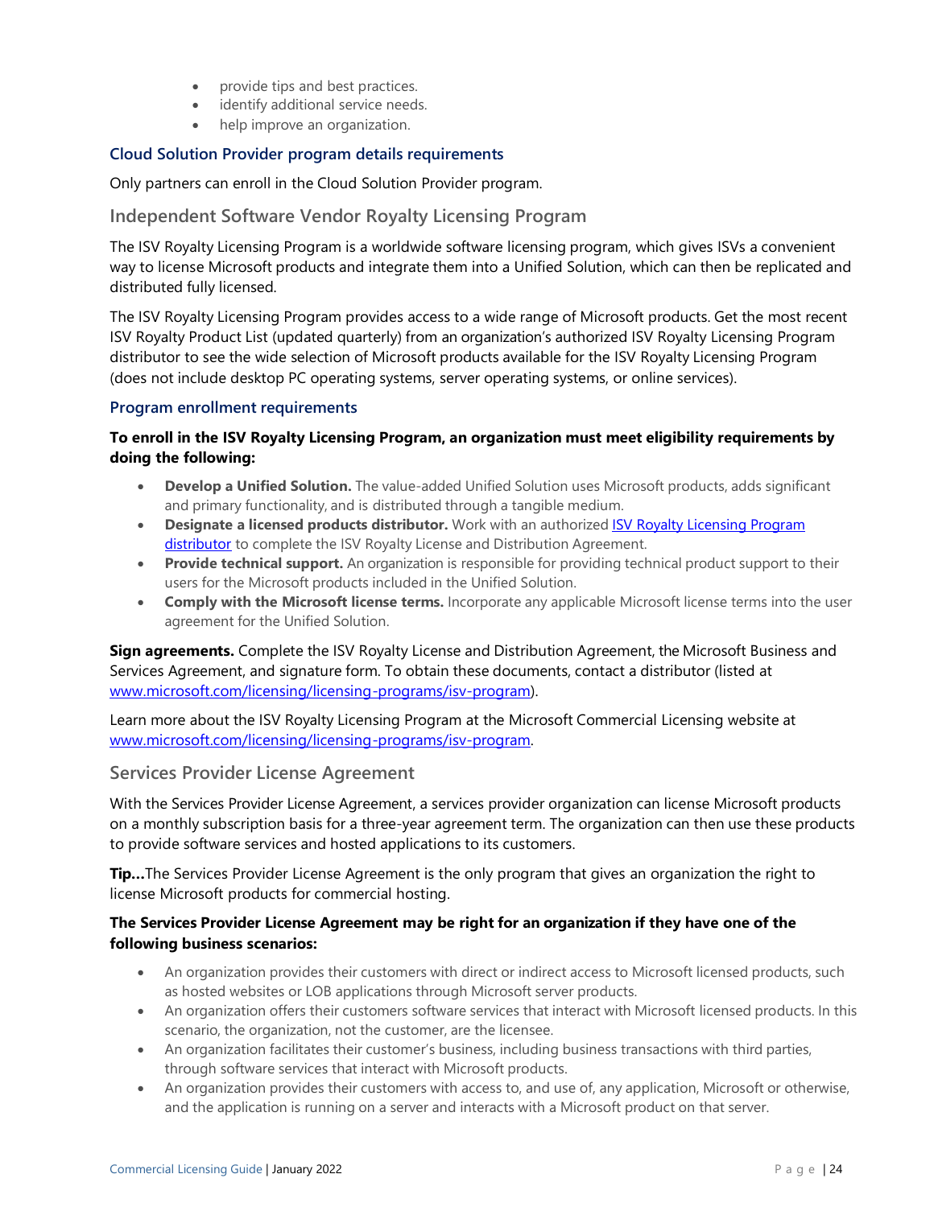- provide tips and best practices.
- identify additional service needs.
- help improve an organization.

### Cloud Solution Provider program details requirements

Only partners can enroll in the Cloud Solution Provider program.

## Independent Software Vendor Royalty Licensing Program

The ISV Royalty Licensing Program is a worldwide software licensing program, which gives ISVs a convenient way to license Microsoft products and integrate them into a Unified Solution, which can then be replicated and distributed fully licensed.

The ISV Royalty Licensing Program provides access to a wide range of Microsoft products. Get the most recent ISV Royalty Product List (updated quarterly) from an organization's authorized ISV Royalty Licensing Program distributor to see the wide selection of Microsoft products available for the ISV Royalty Licensing Program (does not include desktop PC operating systems, server operating systems, or online services).

### Program enrollment requirements

**To enroll in the ISV Royalty Licensing Program, an organization must meet eligibility requirements by doing the following:**

- **Develop a Unified Solution.** The value-added Unified Solution uses Microsoft products, adds significant and primary functionality, and is distributed through a tangible medium.
- **Designate a licensed products distributor.** Work with an authorized [ISV Royalty Licensing Program distributor](www.microsoft.com/licensing/licensing-programs/isv-program) to complete the ISV Royalty License and Distribution Agreement.
- **Provide technical support.** An organization is responsible for providing technical product support to their users for the Microsoft products included in the Unified Solution.
- **Comply with the Microsoft license terms.** Incorporate any applicable Microsoft license terms into the user agreement for the Unified Solution.

**Sign agreements.** Complete the ISV Royalty License and Distribution Agreement, the Microsoft Business and Services Agreement, and signature form. To obtain these documents, contact a distributor (listed at [www.microsoft.com/licensing/licensing-programs/isv-program](www.microsoft.com/licensing/licensing-programs/isv-program)).

Learn more about the ISV Royalty Licensing Program at the Microsoft Commercial Licensing website at [www.microsoft.com/licensing/licensing-programs/isv-program](www.microsoft.com/licensing/licensing-programs/isv-program).

## Services Provider License Agreement

With the Services Provider License Agreement, a services provider organization can license Microsoft products on a monthly subscription basis for a three-year agreement term. The organization can then use these products to provide software services and hosted applications to its customers.

**Tip…**The Services Provider License Agreement is the only program that gives an organization the right to license Microsoft products for commercial hosting.

**The Services Provider License Agreement may be right for an organization if they have one of the following business scenarios:**

- An organization provides their customers with direct or indirect access to Microsoft licensed products, such as hosted websites or LOB applications through Microsoft server products.
- An organization offers their customers software services that interact with Microsoft licensed products. In this scenario, the organization, not the customer, are the licensee.
- An organization facilitates their customer's business, including business transactions with third parties, through software services that interact with Microsoft products.
- An organization provides their customers with access to, and use of, any application, Microsoft or otherwise, and the application is running on a server and interacts with a Microsoft product on that server.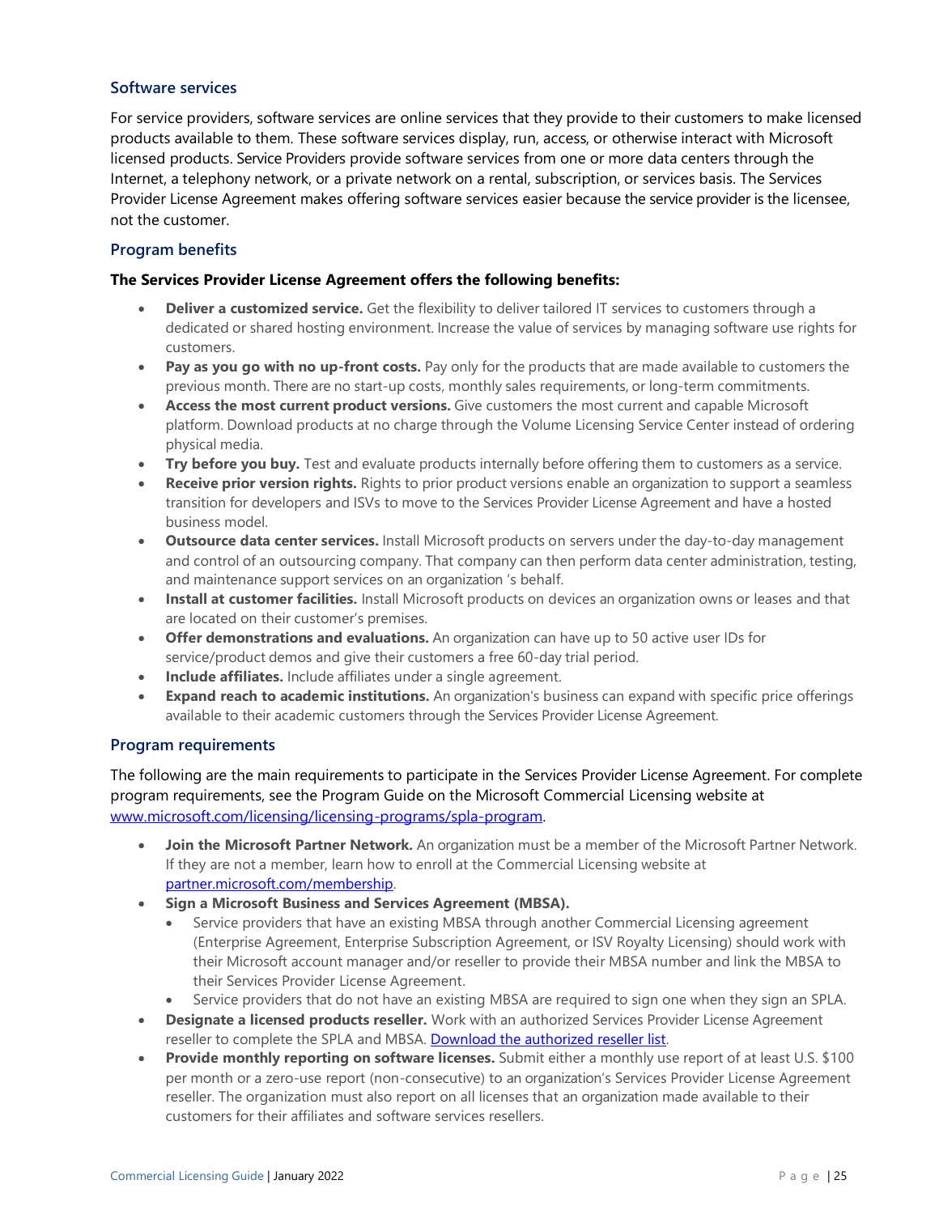### Software services

For service providers, software services are online services that they provide to their customers to make licensed products available to them. These software services display, run, access, or otherwise interact with Microsoft licensed products. Service Providers provide software services from one or more data centers through the Internet, a telephony network, or a private network on a rental, subscription, or services basis. The Services Provider License Agreement makes offering software services easier because the service provider is the licensee, not the customer.

### Program benefits

**The Services Provider License Agreement offers the following benefits:**

- **Deliver a customized service.** Get the flexibility to deliver tailored IT services to customers through a dedicated or shared hosting environment. Increase the value of services by managing software use rights for customers.
- **Pay as you go with no up-front costs.** Pay only for the products that are made available to customers the previous month. There are no start-up costs, monthly sales requirements, or long-term commitments.
- **Access the most current product versions.** Give customers the most current and capable Microsoft platform. Download products at no charge through the Volume Licensing Service Center instead of ordering physical media.
- **Try before you buy.** Test and evaluate products internally before offering them to customers as a service.
- **Receive prior version rights.** Rights to prior product versions enable an organization to support a seamless transition for developers and ISVs to move to the Services Provider License Agreement and have a hosted business model.
- **Outsource data center services.** Install Microsoft products on servers under the day-to-day management and control of an outsourcing company. That company can then perform data center administration, testing, and maintenance support services on an organization 's behalf.
- **Install at customer facilities.** Install Microsoft products on devices an organization owns or leases and that are located on their customer's premises.
- **Offer demonstrations and evaluations.** An organization can have up to 50 active user IDs for service/product demos and give their customers a free 60-day trial period.
- **Include affiliates.** Include affiliates under a single agreement.
- **Expand reach to academic institutions.** An organization's business can expand with specific price offerings available to their academic customers through the Services Provider License Agreement.

### Program requirements

The following are the main requirements to participate in the Services Provider License Agreement. For complete program requirements, see the Program Guide on the Microsoft Commercial Licensing website at [www.microsoft.com/licensing/licensing-programs/spla-program](www.microsoft.com/licensing/licensing-programs/spla-program).

- **Join the Microsoft Partner Network.** An organization must be a member of the Microsoft Partner Network. If they are not a member, learn how to enroll at the Commercial Licensing website at [partner.microsoft.com/membership](partner.microsoft.com/membership).
- **Sign a Microsoft Business and Services Agreement (MBSA).**
  - Service providers that have an existing MBSA through another Commercial Licensing agreement (Enterprise Agreement, Enterprise Subscription Agreement, or ISV Royalty Licensing) should work with their Microsoft account manager and/or reseller to provide their MBSA number and link the MBSA to their Services Provider License Agreement.
  - Service providers that do not have an existing MBSA are required to sign one when they sign an SPLA.
- **Designate a licensed products reseller.** Work with an authorized Services Provider License Agreement reseller to complete the SPLA and MBSA. Download the authorized reseller list.
- **Provide monthly reporting on software licenses.** Submit either a monthly use report of at least U.S. $100 per month or a zero-use report (non-consecutive) to an organization's Services Provider License Agreement reseller. The organization must also report on all licenses that an organization made available to their customers for their affiliates and software services resellers.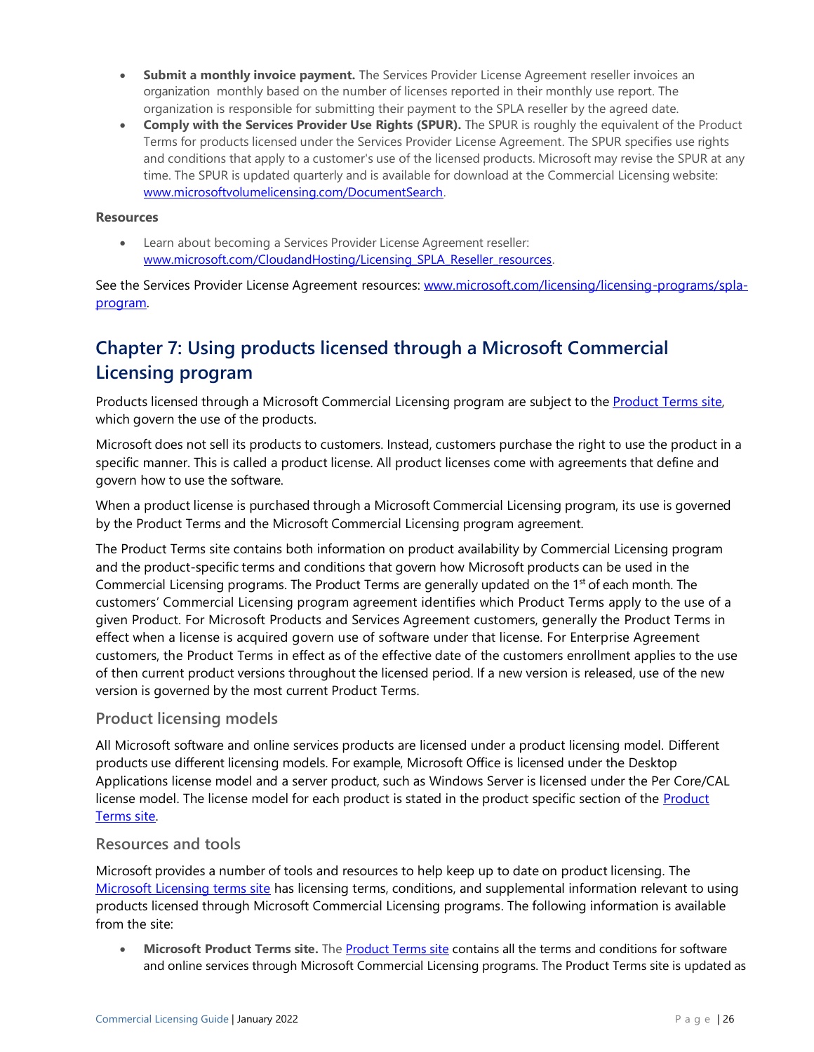- **Submit a monthly invoice payment.** The Services Provider License Agreement reseller invoices an organization monthly based on the number of licenses reported in their monthly use report. The organization is responsible for submitting their payment to the SPLA reseller by the agreed date.
- **Comply with the Services Provider Use Rights (SPUR).** The SPUR is roughly the equivalent of the Product Terms for products licensed under the Services Provider License Agreement. The SPUR specifies use rights and conditions that apply to a customer's use of the licensed products. Microsoft may revise the SPUR at any time. The SPUR is updated quarterly and is available for download at the Commercial Licensing website: www.microsoftvolumelicensing.com/DocumentSearch.

**Resources**

- Learn about becoming a Services Provider License Agreement reseller: www.microsoft.com/CloudandHosting/Licensing_SPLA_Reseller_resources.

See the Services Provider License Agreement resources: www.microsoft.com/licensing/licensing-programs/spla-program.

## Chapter 7: Using products licensed through a Microsoft Commercial Licensing program

Products licensed through a Microsoft Commercial Licensing program are subject to the Product Terms site, which govern the use of the products.

Microsoft does not sell its products to customers. Instead, customers purchase the right to use the product in a specific manner. This is called a product license. All product licenses come with agreements that define and govern how to use the software.

When a product license is purchased through a Microsoft Commercial Licensing program, its use is governed by the Product Terms and the Microsoft Commercial Licensing program agreement.

The Product Terms site contains both information on product availability by Commercial Licensing program and the product-specific terms and conditions that govern how Microsoft products can be used in the Commercial Licensing programs. The Product Terms are generally updated on the 1st of each month. The customers' Commercial Licensing program agreement identifies which Product Terms apply to the use of a given Product. For Microsoft Products and Services Agreement customers, generally the Product Terms in effect when a license is acquired govern use of software under that license. For Enterprise Agreement customers, the Product Terms in effect as of the effective date of the customers enrollment applies to the use of then current product versions throughout the licensed period. If a new version is released, use of the new version is governed by the most current Product Terms.

### Product licensing models

All Microsoft software and online services products are licensed under a product licensing model. Different products use different licensing models. For example, Microsoft Office is licensed under the Desktop Applications license model and a server product, such as Windows Server is licensed under the Per Core/CAL license model. The license model for each product is stated in the product specific section of the Product Terms site.

### Resources and tools

Microsoft provides a number of tools and resources to help keep up to date on product licensing. The Microsoft Licensing terms site has licensing terms, conditions, and supplemental information relevant to using products licensed through Microsoft Commercial Licensing programs. The following information is available from the site:

- **Microsoft Product Terms site.** The Product Terms site contains all the terms and conditions for software and online services through Microsoft Commercial Licensing programs. The Product Terms site is updated as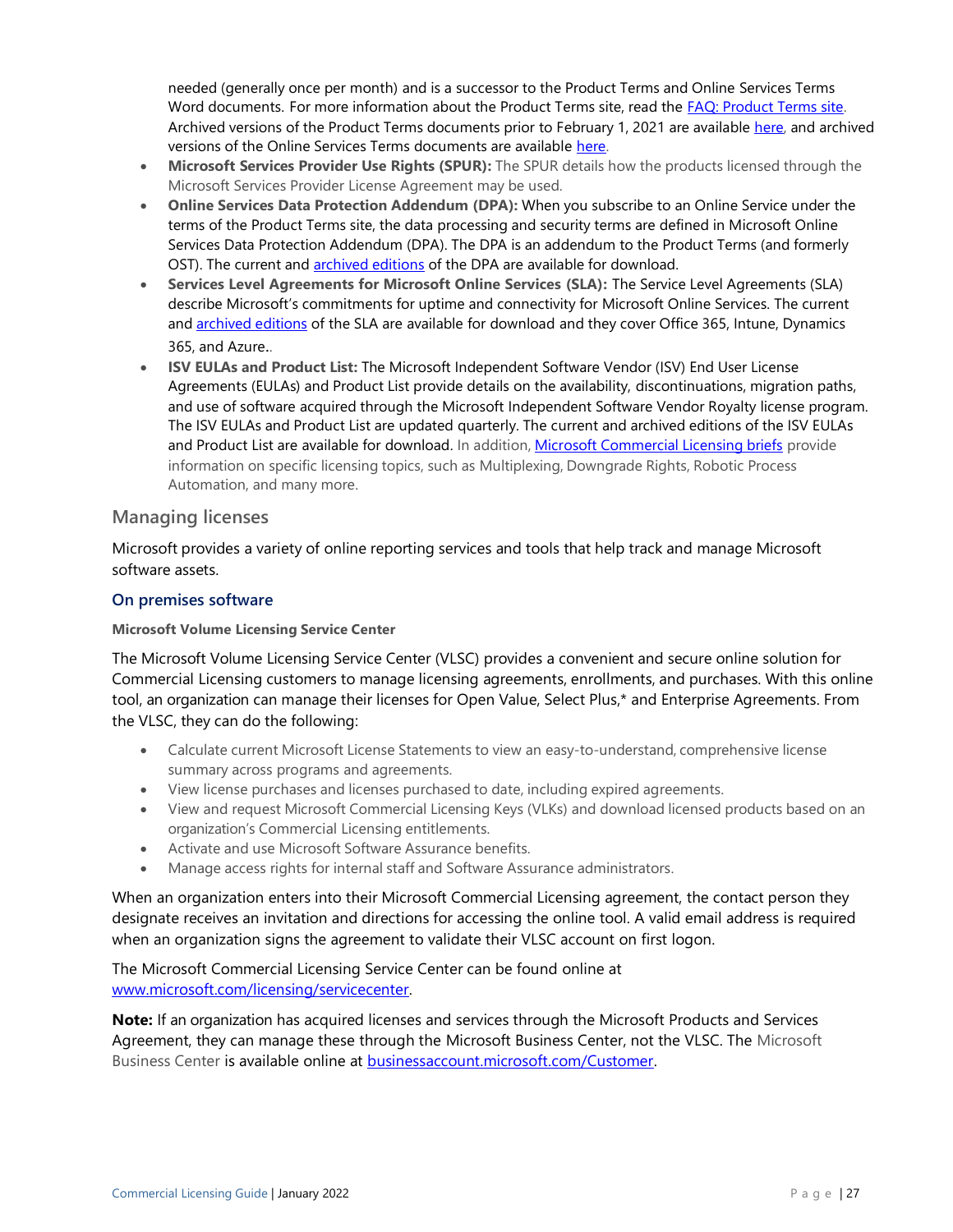needed (generally once per month) and is a successor to the Product Terms and Online Services Terms Word documents. For more information about the Product Terms site, read the [FAQ: Product Terms site](). Archived versions of the Product Terms documents prior to February 1, 2021 are available [here](), and archived versions of the Online Services Terms documents are available [here]().

- **Microsoft Services Provider Use Rights (SPUR):** The SPUR details how the products licensed through the Microsoft Services Provider License Agreement may be used.
- **Online Services Data Protection Addendum (DPA):** When you subscribe to an Online Service under the terms of the Product Terms site, the data processing and security terms are defined in Microsoft Online Services Data Protection Addendum (DPA). The DPA is an addendum to the Product Terms (and formerly OST). The current and [archived editions]() of the DPA are available for download.
- **Services Level Agreements for Microsoft Online Services (SLA):** The Service Level Agreements (SLA) describe Microsoft's commitments for uptime and connectivity for Microsoft Online Services. The current and [archived editions]() of the SLA are available for download and they cover Office 365, Intune, Dynamics 365, and Azure..
- **ISV EULAs and Product List:** The Microsoft Independent Software Vendor (ISV) End User License Agreements (EULAs) and Product List provide details on the availability, discontinuations, migration paths, and use of software acquired through the Microsoft Independent Software Vendor Royalty license program. The ISV EULAs and Product List are updated quarterly. The current and archived editions of the ISV EULAs and Product List are available for download. In addition, [Microsoft Commercial Licensing briefs]() provide information on specific licensing topics, such as Multiplexing, Downgrade Rights, Robotic Process Automation, and many more.

## Managing licenses

Microsoft provides a variety of online reporting services and tools that help track and manage Microsoft software assets.

### On premises software

#### Microsoft Volume Licensing Service Center

The Microsoft Volume Licensing Service Center (VLSC) provides a convenient and secure online solution for Commercial Licensing customers to manage licensing agreements, enrollments, and purchases. With this online tool, an organization can manage their licenses for Open Value, Select Plus,* and Enterprise Agreements. From the VLSC, they can do the following:

- Calculate current Microsoft License Statements to view an easy-to-understand, comprehensive license summary across programs and agreements.
- View license purchases and licenses purchased to date, including expired agreements.
- View and request Microsoft Commercial Licensing Keys (VLKs) and download licensed products based on an organization's Commercial Licensing entitlements.
- Activate and use Microsoft Software Assurance benefits.
- Manage access rights for internal staff and Software Assurance administrators.

When an organization enters into their Microsoft Commercial Licensing agreement, the contact person they designate receives an invitation and directions for accessing the online tool. A valid email address is required when an organization signs the agreement to validate their VLSC account on first logon.

The Microsoft Commercial Licensing Service Center can be found online at [www.microsoft.com/licensing/servicecenter]().

**Note:** If an organization has acquired licenses and services through the Microsoft Products and Services Agreement, they can manage these through the Microsoft Business Center, not the VLSC. The Microsoft Business Center is available online at [businessaccount.microsoft.com/Customer]().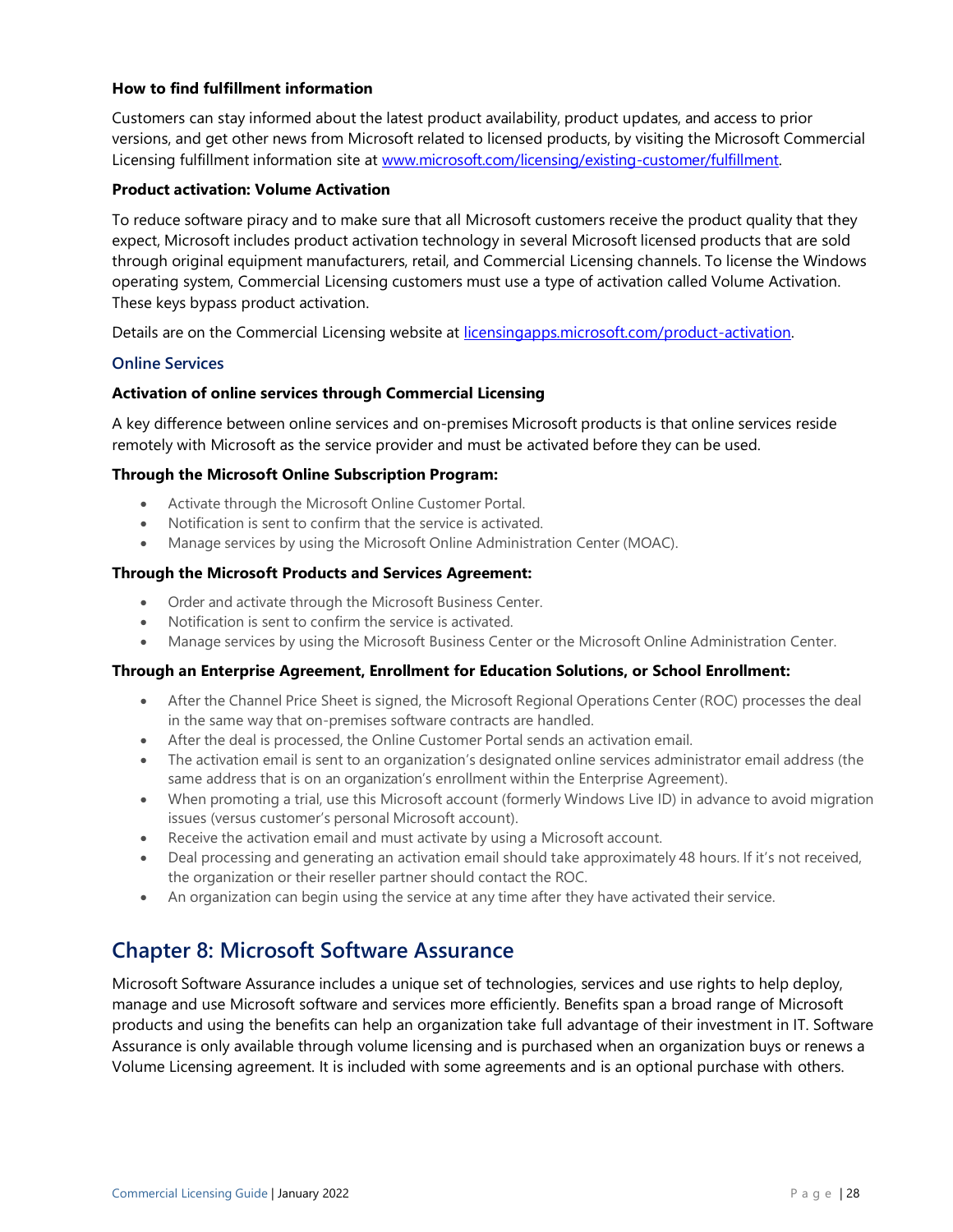**How to find fulfillment information**

Customers can stay informed about the latest product availability, product updates, and access to prior versions, and get other news from Microsoft related to licensed products, by visiting the Microsoft Commercial Licensing fulfillment information site at [www.microsoft.com/licensing/existing-customer/fulfillment](www.microsoft.com/licensing/existing-customer/fulfillment).

**Product activation: Volume Activation**

To reduce software piracy and to make sure that all Microsoft customers receive the product quality that they expect, Microsoft includes product activation technology in several Microsoft licensed products that are sold through original equipment manufacturers, retail, and Commercial Licensing channels. To license the Windows operating system, Commercial Licensing customers must use a type of activation called Volume Activation. These keys bypass product activation.

Details are on the Commercial Licensing website at [licensingapps.microsoft.com/product-activation](licensingapps.microsoft.com/product-activation).

### Online Services

**Activation of online services through Commercial Licensing**

A key difference between online services and on-premises Microsoft products is that online services reside remotely with Microsoft as the service provider and must be activated before they can be used.

**Through the Microsoft Online Subscription Program:**

- Activate through the Microsoft Online Customer Portal.
- Notification is sent to confirm that the service is activated.
- Manage services by using the Microsoft Online Administration Center (MOAC).

**Through the Microsoft Products and Services Agreement:**

- Order and activate through the Microsoft Business Center.
- Notification is sent to confirm the service is activated.
- Manage services by using the Microsoft Business Center or the Microsoft Online Administration Center.

**Through an Enterprise Agreement, Enrollment for Education Solutions, or School Enrollment:**

- After the Channel Price Sheet is signed, the Microsoft Regional Operations Center (ROC) processes the deal in the same way that on-premises software contracts are handled.
- After the deal is processed, the Online Customer Portal sends an activation email.
- The activation email is sent to an organization's designated online services administrator email address (the same address that is on an organization's enrollment within the Enterprise Agreement).
- When promoting a trial, use this Microsoft account (formerly Windows Live ID) in advance to avoid migration issues (versus customer's personal Microsoft account).
- Receive the activation email and must activate by using a Microsoft account.
- Deal processing and generating an activation email should take approximately 48 hours. If it's not received, the organization or their reseller partner should contact the ROC.
- An organization can begin using the service at any time after they have activated their service.

## Chapter 8: Microsoft Software Assurance

Microsoft Software Assurance includes a unique set of technologies, services and use rights to help deploy, manage and use Microsoft software and services more efficiently. Benefits span a broad range of Microsoft products and using the benefits can help an organization take full advantage of their investment in IT. Software Assurance is only available through volume licensing and is purchased when an organization buys or renews a Volume Licensing agreement. It is included with some agreements and is an optional purchase with others.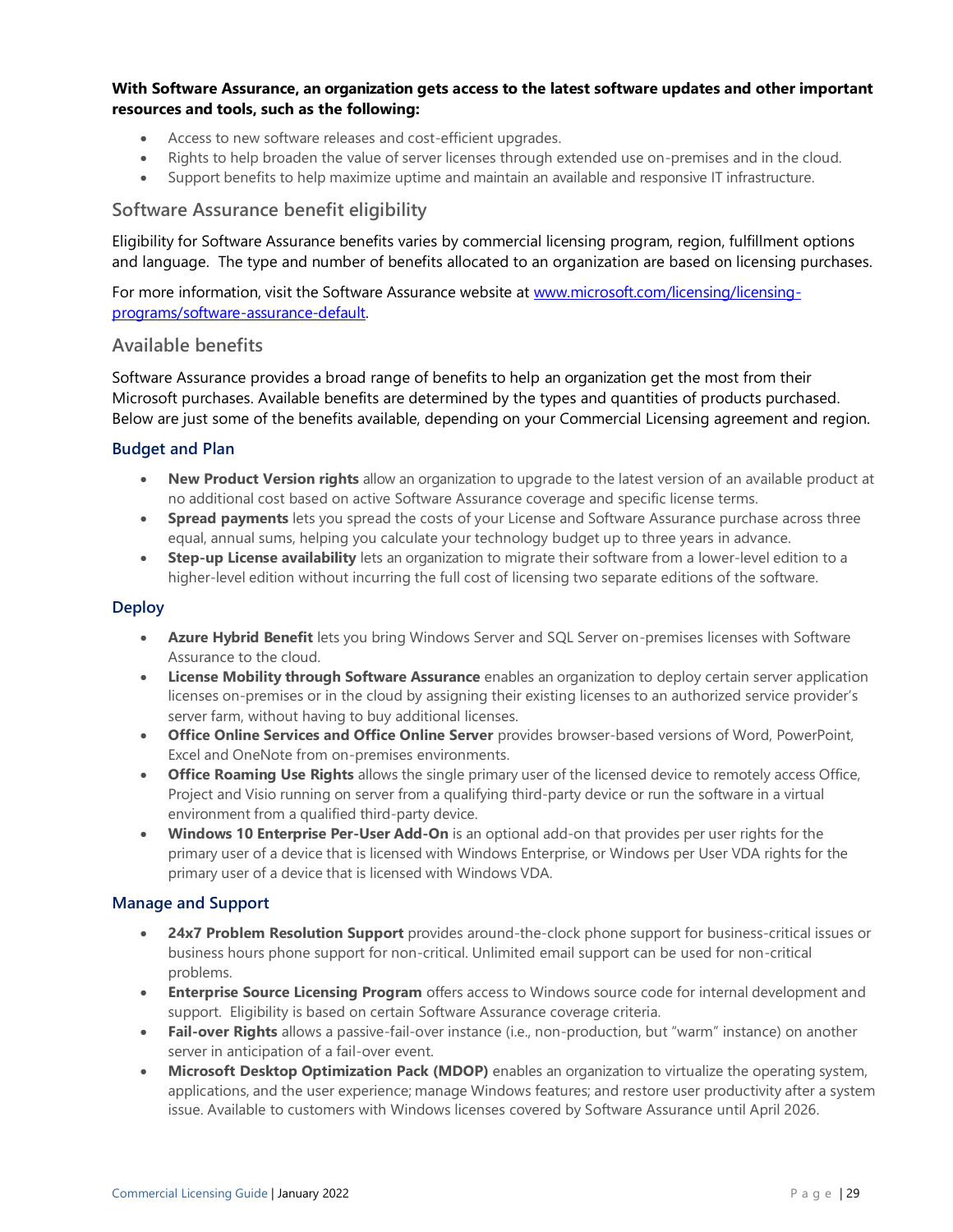**With Software Assurance, an organization gets access to the latest software updates and other important resources and tools, such as the following:**

- Access to new software releases and cost-efficient upgrades.
- Rights to help broaden the value of server licenses through extended use on-premises and in the cloud.
- Support benefits to help maximize uptime and maintain an available and responsive IT infrastructure.

## Software Assurance benefit eligibility

Eligibility for Software Assurance benefits varies by commercial licensing program, region, fulfillment options and language. The type and number of benefits allocated to an organization are based on licensing purchases.

For more information, visit the Software Assurance website at [www.microsoft.com/licensing/licensing-programs/software-assurance-default](www.microsoft.com/licensing/licensing-programs/software-assurance-default).

## Available benefits

Software Assurance provides a broad range of benefits to help an organization get the most from their Microsoft purchases. Available benefits are determined by the types and quantities of products purchased. Below are just some of the benefits available, depending on your Commercial Licensing agreement and region.

### Budget and Plan

- **New Product Version rights** allow an organization to upgrade to the latest version of an available product at no additional cost based on active Software Assurance coverage and specific license terms.
- **Spread payments** lets you spread the costs of your License and Software Assurance purchase across three equal, annual sums, helping you calculate your technology budget up to three years in advance.
- **Step-up License availability** lets an organization to migrate their software from a lower-level edition to a higher-level edition without incurring the full cost of licensing two separate editions of the software.

### Deploy

- **Azure Hybrid Benefit** lets you bring Windows Server and SQL Server on-premises licenses with Software Assurance to the cloud.
- **License Mobility through Software Assurance** enables an organization to deploy certain server application licenses on-premises or in the cloud by assigning their existing licenses to an authorized service provider's server farm, without having to buy additional licenses.
- **Office Online Services and Office Online Server** provides browser-based versions of Word, PowerPoint, Excel and OneNote from on-premises environments.
- **Office Roaming Use Rights** allows the single primary user of the licensed device to remotely access Office, Project and Visio running on server from a qualifying third-party device or run the software in a virtual environment from a qualified third-party device.
- **Windows 10 Enterprise Per-User Add-On** is an optional add-on that provides per user rights for the primary user of a device that is licensed with Windows Enterprise, or Windows per User VDA rights for the primary user of a device that is licensed with Windows VDA.

### Manage and Support

- **24x7 Problem Resolution Support** provides around-the-clock phone support for business-critical issues or business hours phone support for non-critical. Unlimited email support can be used for non-critical problems.
- **Enterprise Source Licensing Program** offers access to Windows source code for internal development and support. Eligibility is based on certain Software Assurance coverage criteria.
- **Fail-over Rights** allows a passive-fail-over instance (i.e., non-production, but "warm" instance) on another server in anticipation of a fail-over event.
- **Microsoft Desktop Optimization Pack (MDOP)** enables an organization to virtualize the operating system, applications, and the user experience; manage Windows features; and restore user productivity after a system issue. Available to customers with Windows licenses covered by Software Assurance until April 2026.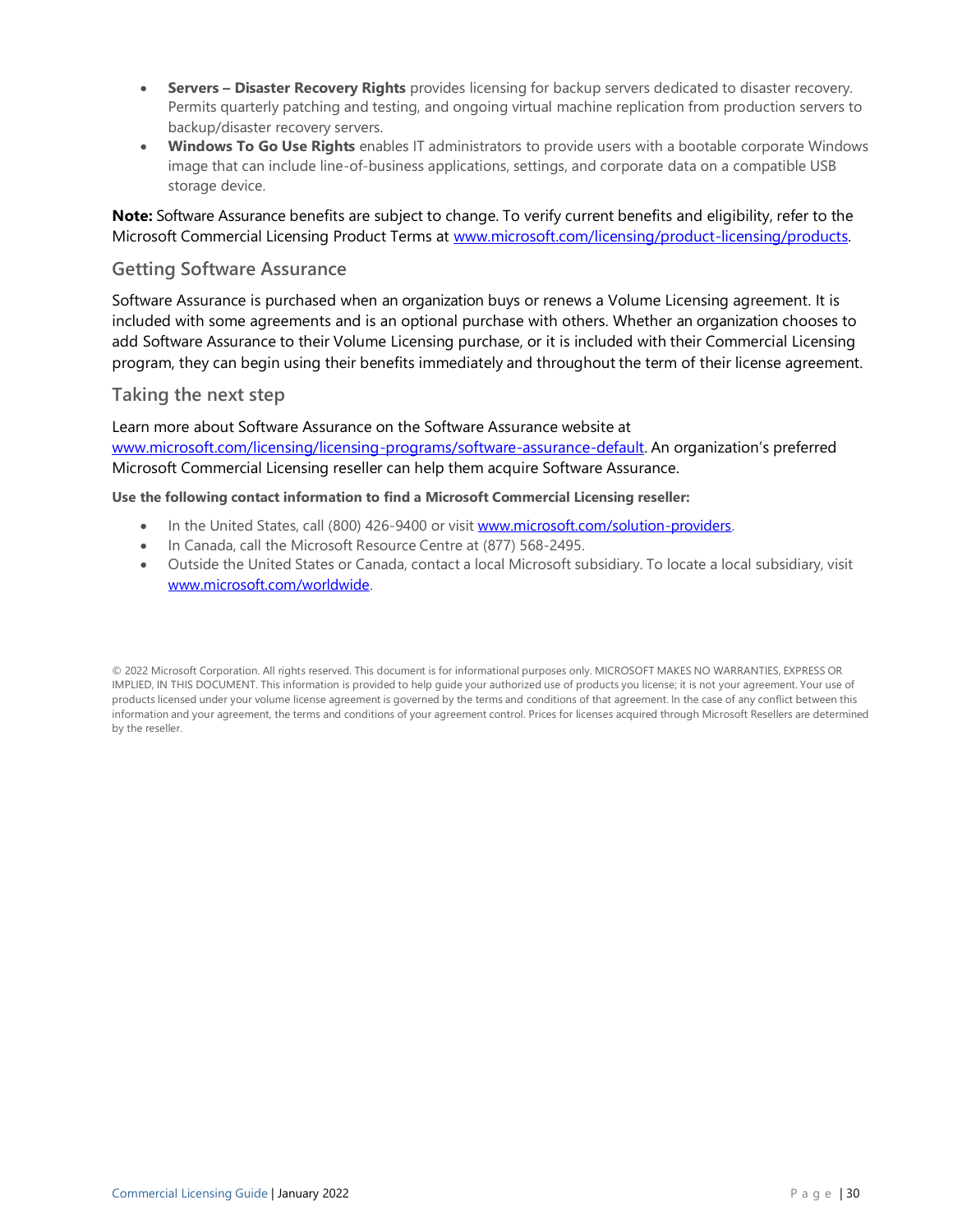- **Servers – Disaster Recovery Rights** provides licensing for backup servers dedicated to disaster recovery. Permits quarterly patching and testing, and ongoing virtual machine replication from production servers to backup/disaster recovery servers.
- **Windows To Go Use Rights** enables IT administrators to provide users with a bootable corporate Windows image that can include line-of-business applications, settings, and corporate data on a compatible USB storage device.

**Note:** Software Assurance benefits are subject to change. To verify current benefits and eligibility, refer to the Microsoft Commercial Licensing Product Terms at www.microsoft.com/licensing/product-licensing/products.

## Getting Software Assurance

Software Assurance is purchased when an organization buys or renews a Volume Licensing agreement. It is included with some agreements and is an optional purchase with others. Whether an organization chooses to add Software Assurance to their Volume Licensing purchase, or it is included with their Commercial Licensing program, they can begin using their benefits immediately and throughout the term of their license agreement.

## Taking the next step

Learn more about Software Assurance on the Software Assurance website at www.microsoft.com/licensing/licensing-programs/software-assurance-default. An organization's preferred Microsoft Commercial Licensing reseller can help them acquire Software Assurance.

**Use the following contact information to find a Microsoft Commercial Licensing reseller:**

- In the United States, call (800) 426-9400 or visit www.microsoft.com/solution-providers.
- In Canada, call the Microsoft Resource Centre at (877) 568-2495.
- Outside the United States or Canada, contact a local Microsoft subsidiary. To locate a local subsidiary, visit www.microsoft.com/worldwide.

© 2022 Microsoft Corporation. All rights reserved. This document is for informational purposes only. MICROSOFT MAKES NO WARRANTIES, EXPRESS OR IMPLIED, IN THIS DOCUMENT. This information is provided to help guide your authorized use of products you license; it is not your agreement. Your use of products licensed under your volume license agreement is governed by the terms and conditions of that agreement. In the case of any conflict between this information and your agreement, the terms and conditions of your agreement control. Prices for licenses acquired through Microsoft Resellers are determined by the reseller.